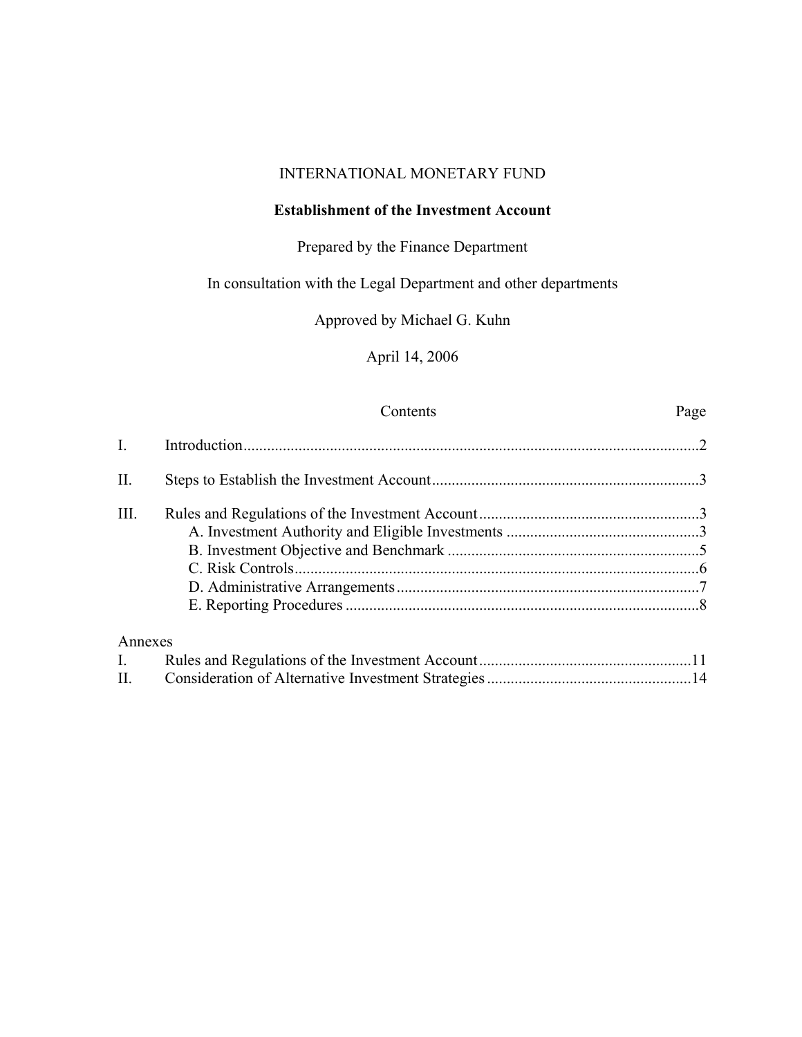INTERNATIONAL MONETARY FUND

# Establishment of the Investment Account

Prepared by the Finance Department

In consultation with the Legal Department and other departments

Approved by Michael G. Kuhn

April 14, 2006

| | Contents | Page |
|---|---|---|
| I. | Introduction | 2 |
| II. | Steps to Establish the Investment Account | 3 |
| III. | Rules and Regulations of the Investment Account | 3 |
| | A. Investment Authority and Eligible Investments | 3 |
| | B. Investment Objective and Benchmark | 5 |
| | C. Risk Controls | 6 |
| | D. Administrative Arrangements | 7 |
| | E. Reporting Procedures | 8 |
| Annexes | | |
| I. | Rules and Regulations of the Investment Account | 11 |
| II. | Consideration of Alternative Investment Strategies | 14 |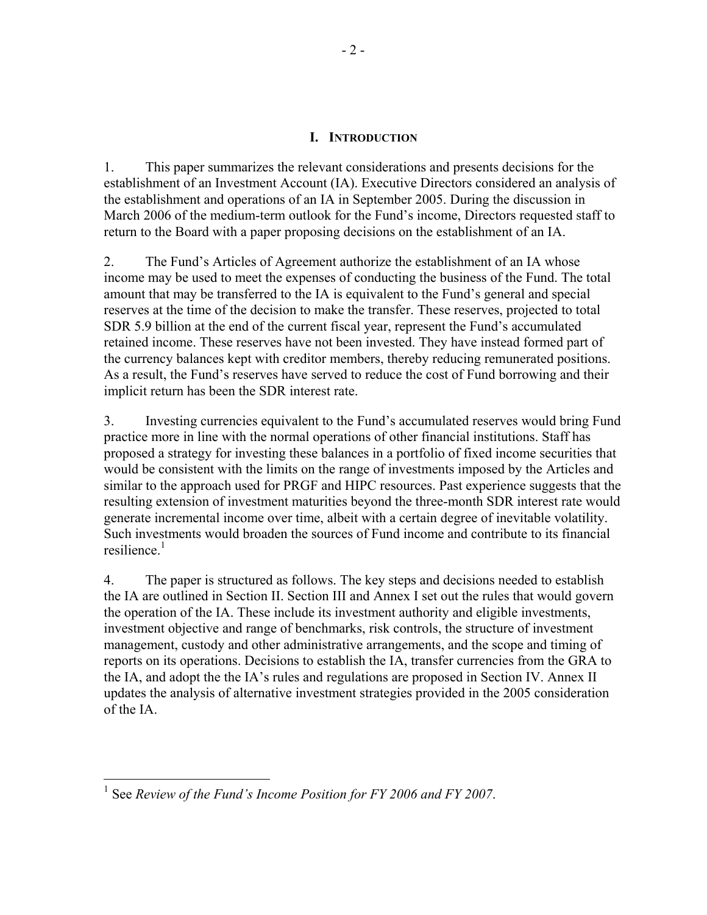## I. INTRODUCTION

1. This paper summarizes the relevant considerations and presents decisions for the establishment of an Investment Account (IA). Executive Directors considered an analysis of the establishment and operations of an IA in September 2005. During the discussion in March 2006 of the medium-term outlook for the Fund's income, Directors requested staff to return to the Board with a paper proposing decisions on the establishment of an IA.

2. The Fund's Articles of Agreement authorize the establishment of an IA whose income may be used to meet the expenses of conducting the business of the Fund. The total amount that may be transferred to the IA is equivalent to the Fund's general and special reserves at the time of the decision to make the transfer. These reserves, projected to total SDR 5.9 billion at the end of the current fiscal year, represent the Fund's accumulated retained income. These reserves have not been invested. They have instead formed part of the currency balances kept with creditor members, thereby reducing remunerated positions. As a result, the Fund's reserves have served to reduce the cost of Fund borrowing and their implicit return has been the SDR interest rate.

3. Investing currencies equivalent to the Fund's accumulated reserves would bring Fund practice more in line with the normal operations of other financial institutions. Staff has proposed a strategy for investing these balances in a portfolio of fixed income securities that would be consistent with the limits on the range of investments imposed by the Articles and similar to the approach used for PRGF and HIPC resources. Past experience suggests that the resulting extension of investment maturities beyond the three-month SDR interest rate would generate incremental income over time, albeit with a certain degree of inevitable volatility. Such investments would broaden the sources of Fund income and contribute to its financial resilience.[1]

4. The paper is structured as follows. The key steps and decisions needed to establish the IA are outlined in Section II. Section III and Annex I set out the rules that would govern the operation of the IA. These include its investment authority and eligible investments, investment objective and range of benchmarks, risk controls, the structure of investment management, custody and other administrative arrangements, and the scope and timing of reports on its operations. Decisions to establish the IA, transfer currencies from the GRA to the IA, and adopt the the IA's rules and regulations are proposed in Section IV. Annex II updates the analysis of alternative investment strategies provided in the 2005 consideration of the IA.

---

[1] See *Review of the Fund's Income Position for FY 2006 and FY 2007*.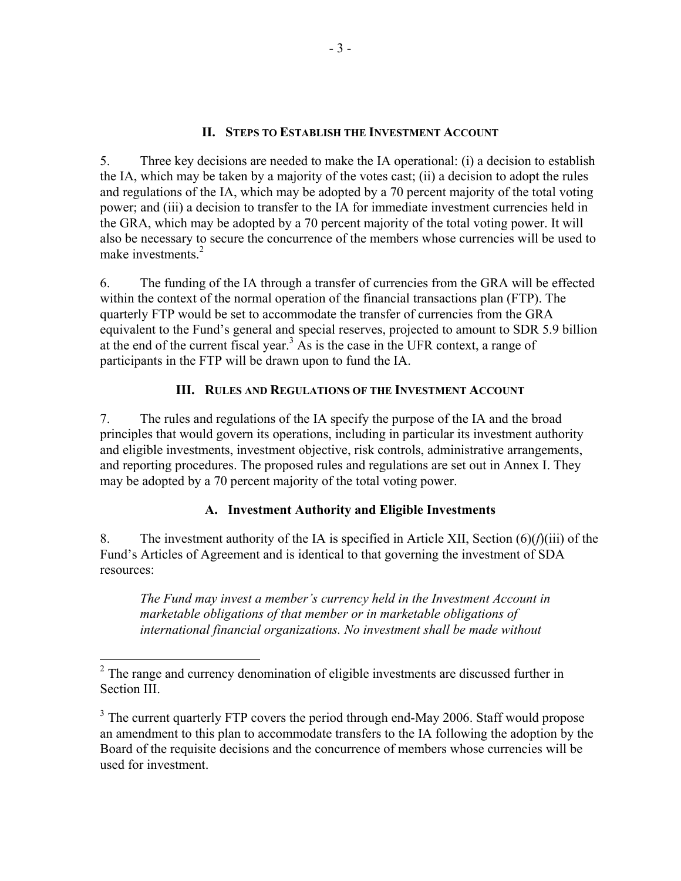## II. Steps to Establish the Investment Account

5. Three key decisions are needed to make the IA operational: (i) a decision to establish the IA, which may be taken by a majority of the votes cast; (ii) a decision to adopt the rules and regulations of the IA, which may be adopted by a 70 percent majority of the total voting power; and (iii) a decision to transfer to the IA for immediate investment currencies held in the GRA, which may be adopted by a 70 percent majority of the total voting power. It will also be necessary to secure the concurrence of the members whose currencies will be used to make investments.[2]

6. The funding of the IA through a transfer of currencies from the GRA will be effected within the context of the normal operation of the financial transactions plan (FTP). The quarterly FTP would be set to accommodate the transfer of currencies from the GRA equivalent to the Fund's general and special reserves, projected to amount to SDR 5.9 billion at the end of the current fiscal year.[3] As is the case in the UFR context, a range of participants in the FTP will be drawn upon to fund the IA.

## III. Rules and Regulations of the Investment Account

7. The rules and regulations of the IA specify the purpose of the IA and the broad principles that would govern its operations, including in particular its investment authority and eligible investments, investment objective, risk controls, administrative arrangements, and reporting procedures. The proposed rules and regulations are set out in Annex I. They may be adopted by a 70 percent majority of the total voting power.

### A. Investment Authority and Eligible Investments

8. The investment authority of the IA is specified in Article XII, Section (6)(*f*)(iii) of the Fund's Articles of Agreement and is identical to that governing the investment of SDA resources:

> *The Fund may invest a member's currency held in the Investment Account in marketable obligations of that member or in marketable obligations of international financial organizations. No investment shall be made without*

---

[2] The range and currency denomination of eligible investments are discussed further in Section III.

[3] The current quarterly FTP covers the period through end-May 2006. Staff would propose an amendment to this plan to accommodate transfers to the IA following the adoption by the Board of the requisite decisions and the concurrence of members whose currencies will be used for investment.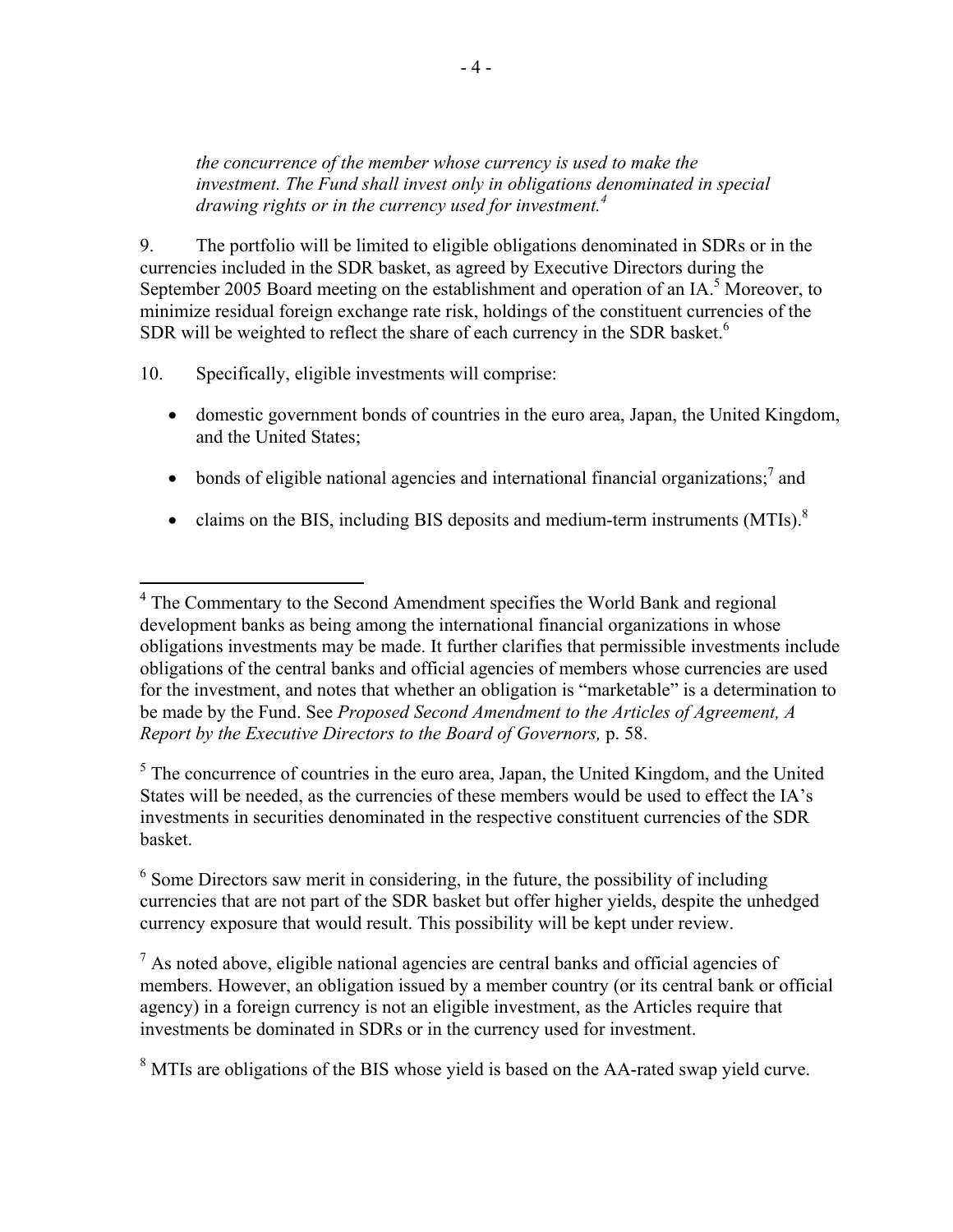*the concurrence of the member whose currency is used to make the investment. The Fund shall invest only in obligations denominated in special drawing rights or in the currency used for investment.*[4]

9. The portfolio will be limited to eligible obligations denominated in SDRs or in the currencies included in the SDR basket, as agreed by Executive Directors during the September 2005 Board meeting on the establishment and operation of an IA.[5] Moreover, to minimize residual foreign exchange rate risk, holdings of the constituent currencies of the SDR will be weighted to reflect the share of each currency in the SDR basket.[6]

10. Specifically, eligible investments will comprise:

- domestic government bonds of countries in the euro area, Japan, the United Kingdom, and the United States;
- bonds of eligible national agencies and international financial organizations;[7] and
- claims on the BIS, including BIS deposits and medium-term instruments (MTIs).[8]

---

[4] The Commentary to the Second Amendment specifies the World Bank and regional development banks as being among the international financial organizations in whose obligations investments may be made. It further clarifies that permissible investments include obligations of the central banks and official agencies of members whose currencies are used for the investment, and notes that whether an obligation is "marketable" is a determination to be made by the Fund. See *Proposed Second Amendment to the Articles of Agreement, A Report by the Executive Directors to the Board of Governors,* p. 58.

[5] The concurrence of countries in the euro area, Japan, the United Kingdom, and the United States will be needed, as the currencies of these members would be used to effect the IA's investments in securities denominated in the respective constituent currencies of the SDR basket.

[6] Some Directors saw merit in considering, in the future, the possibility of including currencies that are not part of the SDR basket but offer higher yields, despite the unhedged currency exposure that would result. This possibility will be kept under review.

[7] As noted above, eligible national agencies are central banks and official agencies of members. However, an obligation issued by a member country (or its central bank or official agency) in a foreign currency is not an eligible investment, as the Articles require that investments be dominated in SDRs or in the currency used for investment.

[8] MTIs are obligations of the BIS whose yield is based on the AA-rated swap yield curve.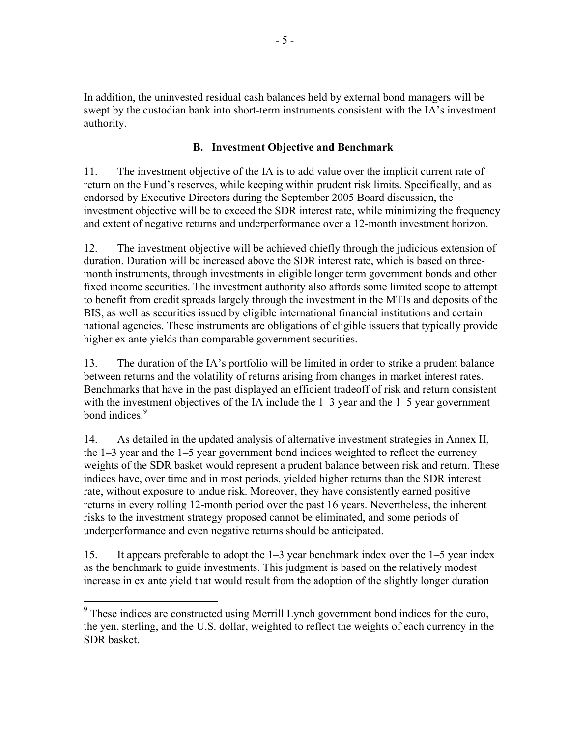In addition, the uninvested residual cash balances held by external bond managers will be swept by the custodian bank into short-term instruments consistent with the IA's investment authority.

### B. Investment Objective and Benchmark

11. The investment objective of the IA is to add value over the implicit current rate of return on the Fund's reserves, while keeping within prudent risk limits. Specifically, and as endorsed by Executive Directors during the September 2005 Board discussion, the investment objective will be to exceed the SDR interest rate, while minimizing the frequency and extent of negative returns and underperformance over a 12-month investment horizon.

12. The investment objective will be achieved chiefly through the judicious extension of duration. Duration will be increased above the SDR interest rate, which is based on three-month instruments, through investments in eligible longer term government bonds and other fixed income securities. The investment authority also affords some limited scope to attempt to benefit from credit spreads largely through the investment in the MTIs and deposits of the BIS, as well as securities issued by eligible international financial institutions and certain national agencies. These instruments are obligations of eligible issuers that typically provide higher ex ante yields than comparable government securities.

13. The duration of the IA's portfolio will be limited in order to strike a prudent balance between returns and the volatility of returns arising from changes in market interest rates. Benchmarks that have in the past displayed an efficient tradeoff of risk and return consistent with the investment objectives of the IA include the 1–3 year and the 1–5 year government bond indices.[9]

14. As detailed in the updated analysis of alternative investment strategies in Annex II, the 1–3 year and the 1–5 year government bond indices weighted to reflect the currency weights of the SDR basket would represent a prudent balance between risk and return. These indices have, over time and in most periods, yielded higher returns than the SDR interest rate, without exposure to undue risk. Moreover, they have consistently earned positive returns in every rolling 12-month period over the past 16 years. Nevertheless, the inherent risks to the investment strategy proposed cannot be eliminated, and some periods of underperformance and even negative returns should be anticipated.

15. It appears preferable to adopt the 1–3 year benchmark index over the 1–5 year index as the benchmark to guide investments. This judgment is based on the relatively modest increase in ex ante yield that would result from the adoption of the slightly longer duration

---

[9] These indices are constructed using Merrill Lynch government bond indices for the euro, the yen, sterling, and the U.S. dollar, weighted to reflect the weights of each currency in the SDR basket.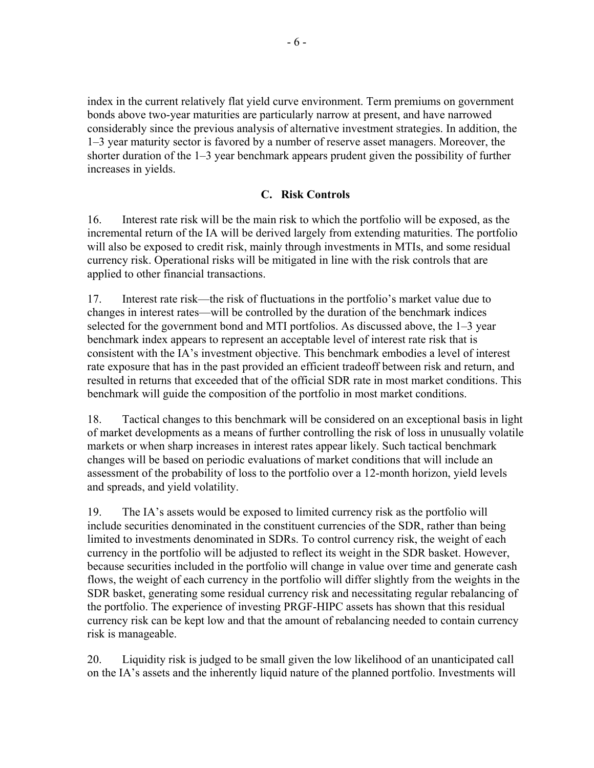index in the current relatively flat yield curve environment. Term premiums on government bonds above two-year maturities are particularly narrow at present, and have narrowed considerably since the previous analysis of alternative investment strategies. In addition, the 1–3 year maturity sector is favored by a number of reserve asset managers. Moreover, the shorter duration of the 1–3 year benchmark appears prudent given the possibility of further increases in yields.

### C. Risk Controls

16. Interest rate risk will be the main risk to which the portfolio will be exposed, as the incremental return of the IA will be derived largely from extending maturities. The portfolio will also be exposed to credit risk, mainly through investments in MTIs, and some residual currency risk. Operational risks will be mitigated in line with the risk controls that are applied to other financial transactions.

17. Interest rate risk—the risk of fluctuations in the portfolio's market value due to changes in interest rates—will be controlled by the duration of the benchmark indices selected for the government bond and MTI portfolios. As discussed above, the 1–3 year benchmark index appears to represent an acceptable level of interest rate risk that is consistent with the IA's investment objective. This benchmark embodies a level of interest rate exposure that has in the past provided an efficient tradeoff between risk and return, and resulted in returns that exceeded that of the official SDR rate in most market conditions. This benchmark will guide the composition of the portfolio in most market conditions.

18. Tactical changes to this benchmark will be considered on an exceptional basis in light of market developments as a means of further controlling the risk of loss in unusually volatile markets or when sharp increases in interest rates appear likely. Such tactical benchmark changes will be based on periodic evaluations of market conditions that will include an assessment of the probability of loss to the portfolio over a 12-month horizon, yield levels and spreads, and yield volatility.

19. The IA's assets would be exposed to limited currency risk as the portfolio will include securities denominated in the constituent currencies of the SDR, rather than being limited to investments denominated in SDRs. To control currency risk, the weight of each currency in the portfolio will be adjusted to reflect its weight in the SDR basket. However, because securities included in the portfolio will change in value over time and generate cash flows, the weight of each currency in the portfolio will differ slightly from the weights in the SDR basket, generating some residual currency risk and necessitating regular rebalancing of the portfolio. The experience of investing PRGF-HIPC assets has shown that this residual currency risk can be kept low and that the amount of rebalancing needed to contain currency risk is manageable.

20. Liquidity risk is judged to be small given the low likelihood of an unanticipated call on the IA's assets and the inherently liquid nature of the planned portfolio. Investments will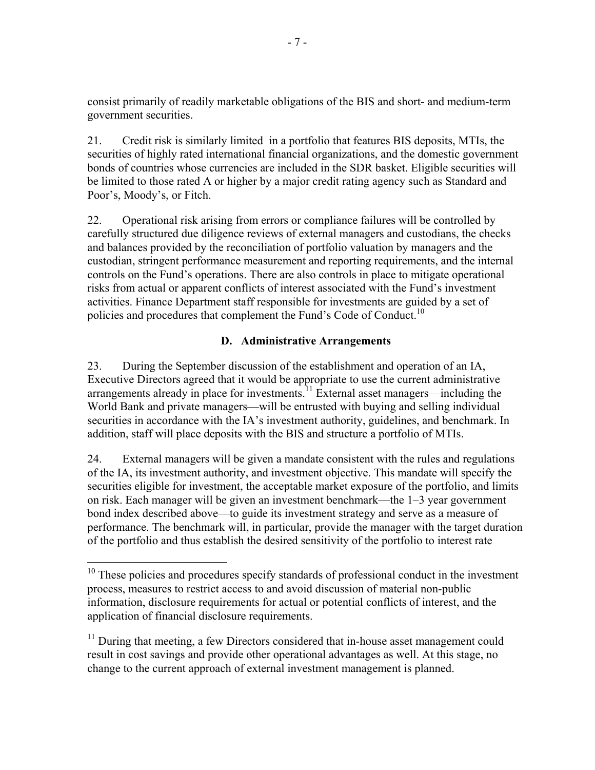consist primarily of readily marketable obligations of the BIS and short- and medium-term government securities.

21. Credit risk is similarly limited in a portfolio that features BIS deposits, MTIs, the securities of highly rated international financial organizations, and the domestic government bonds of countries whose currencies are included in the SDR basket. Eligible securities will be limited to those rated A or higher by a major credit rating agency such as Standard and Poor's, Moody's, or Fitch.

22. Operational risk arising from errors or compliance failures will be controlled by carefully structured due diligence reviews of external managers and custodians, the checks and balances provided by the reconciliation of portfolio valuation by managers and the custodian, stringent performance measurement and reporting requirements, and the internal controls on the Fund's operations. There are also controls in place to mitigate operational risks from actual or apparent conflicts of interest associated with the Fund's investment activities. Finance Department staff responsible for investments are guided by a set of policies and procedures that complement the Fund's Code of Conduct.[10]

## D. Administrative Arrangements

23. During the September discussion of the establishment and operation of an IA, Executive Directors agreed that it would be appropriate to use the current administrative arrangements already in place for investments.[11] External asset managers—including the World Bank and private managers—will be entrusted with buying and selling individual securities in accordance with the IA's investment authority, guidelines, and benchmark. In addition, staff will place deposits with the BIS and structure a portfolio of MTIs.

24. External managers will be given a mandate consistent with the rules and regulations of the IA, its investment authority, and investment objective. This mandate will specify the securities eligible for investment, the acceptable market exposure of the portfolio, and limits on risk. Each manager will be given an investment benchmark—the 1–3 year government bond index described above—to guide its investment strategy and serve as a measure of performance. The benchmark will, in particular, provide the manager with the target duration of the portfolio and thus establish the desired sensitivity of the portfolio to interest rate

---

[10] These policies and procedures specify standards of professional conduct in the investment process, measures to restrict access to and avoid discussion of material non-public information, disclosure requirements for actual or potential conflicts of interest, and the application of financial disclosure requirements.

[11] During that meeting, a few Directors considered that in-house asset management could result in cost savings and provide other operational advantages as well. At this stage, no change to the current approach of external investment management is planned.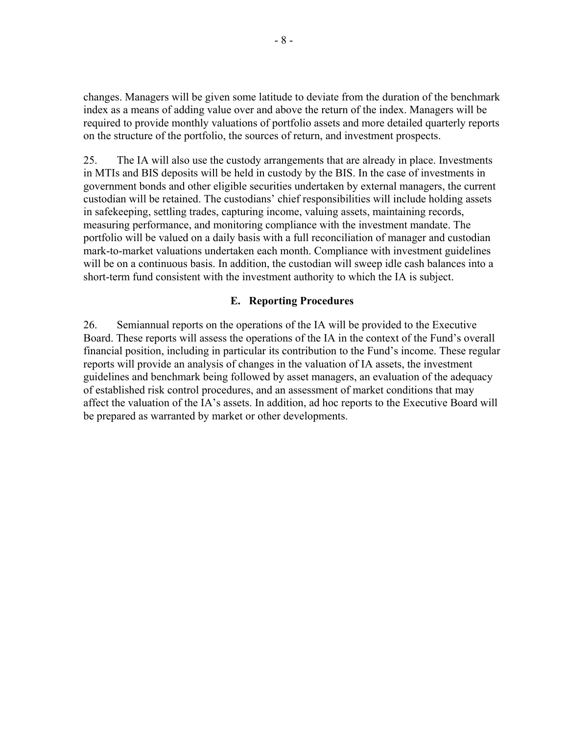changes. Managers will be given some latitude to deviate from the duration of the benchmark index as a means of adding value over and above the return of the index. Managers will be required to provide monthly valuations of portfolio assets and more detailed quarterly reports on the structure of the portfolio, the sources of return, and investment prospects.

25. The IA will also use the custody arrangements that are already in place. Investments in MTIs and BIS deposits will be held in custody by the BIS. In the case of investments in government bonds and other eligible securities undertaken by external managers, the current custodian will be retained. The custodians' chief responsibilities will include holding assets in safekeeping, settling trades, capturing income, valuing assets, maintaining records, measuring performance, and monitoring compliance with the investment mandate. The portfolio will be valued on a daily basis with a full reconciliation of manager and custodian mark-to-market valuations undertaken each month. Compliance with investment guidelines will be on a continuous basis. In addition, the custodian will sweep idle cash balances into a short-term fund consistent with the investment authority to which the IA is subject.

## E. Reporting Procedures

26. Semiannual reports on the operations of the IA will be provided to the Executive Board. These reports will assess the operations of the IA in the context of the Fund's overall financial position, including in particular its contribution to the Fund's income. These regular reports will provide an analysis of changes in the valuation of IA assets, the investment guidelines and benchmark being followed by asset managers, an evaluation of the adequacy of established risk control procedures, and an assessment of market conditions that may affect the valuation of the IA's assets. In addition, ad hoc reports to the Executive Board will be prepared as warranted by market or other developments.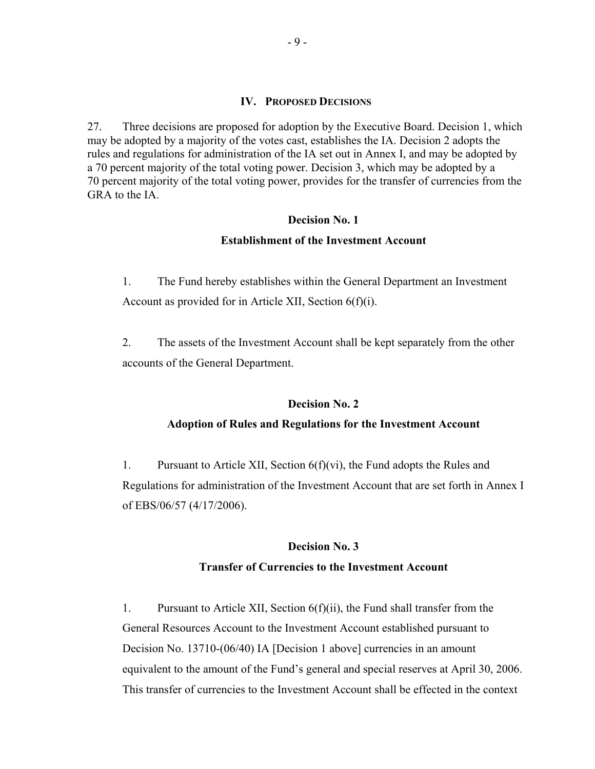## IV. Proposed Decisions

27. Three decisions are proposed for adoption by the Executive Board. Decision 1, which may be adopted by a majority of the votes cast, establishes the IA. Decision 2 adopts the rules and regulations for administration of the IA set out in Annex I, and may be adopted by a 70 percent majority of the total voting power. Decision 3, which may be adopted by a 70 percent majority of the total voting power, provides for the transfer of currencies from the GRA to the IA.

### Decision No. 1

### Establishment of the Investment Account

1. The Fund hereby establishes within the General Department an Investment Account as provided for in Article XII, Section 6(f)(i).

2. The assets of the Investment Account shall be kept separately from the other accounts of the General Department.

### Decision No. 2

### Adoption of Rules and Regulations for the Investment Account

1. Pursuant to Article XII, Section 6(f)(vi), the Fund adopts the Rules and Regulations for administration of the Investment Account that are set forth in Annex I of EBS/06/57 (4/17/2006).

### Decision No. 3

### Transfer of Currencies to the Investment Account

1. Pursuant to Article XII, Section 6(f)(ii), the Fund shall transfer from the General Resources Account to the Investment Account established pursuant to Decision No. 13710-(06/40) IA [Decision 1 above] currencies in an amount equivalent to the amount of the Fund's general and special reserves at April 30, 2006. This transfer of currencies to the Investment Account shall be effected in the context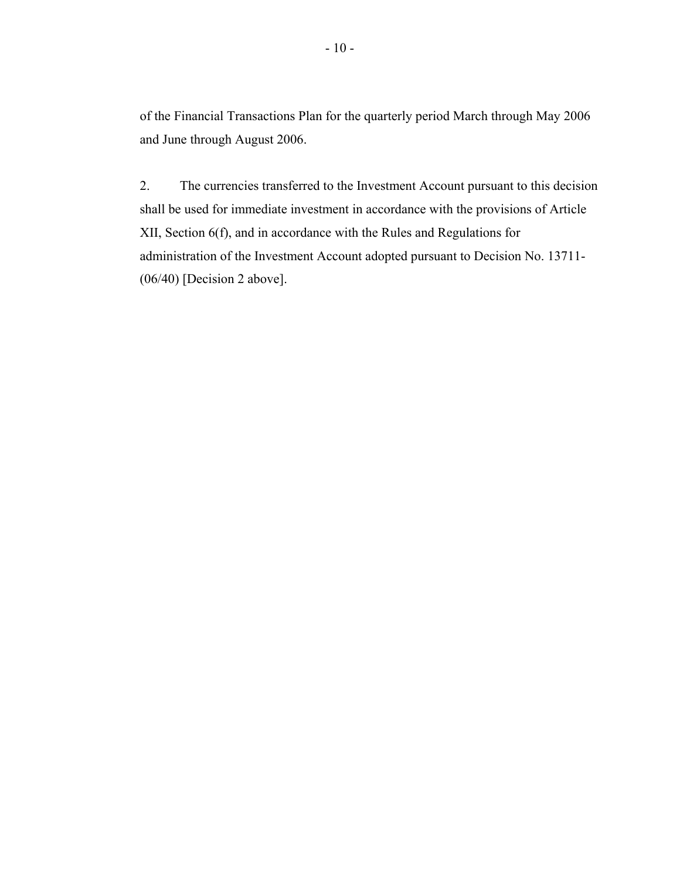of the Financial Transactions Plan for the quarterly period March through May 2006 and June through August 2006.

2. The currencies transferred to the Investment Account pursuant to this decision shall be used for immediate investment in accordance with the provisions of Article XII, Section 6(f), and in accordance with the Rules and Regulations for administration of the Investment Account adopted pursuant to Decision No. 13711-(06/40) [Decision 2 above].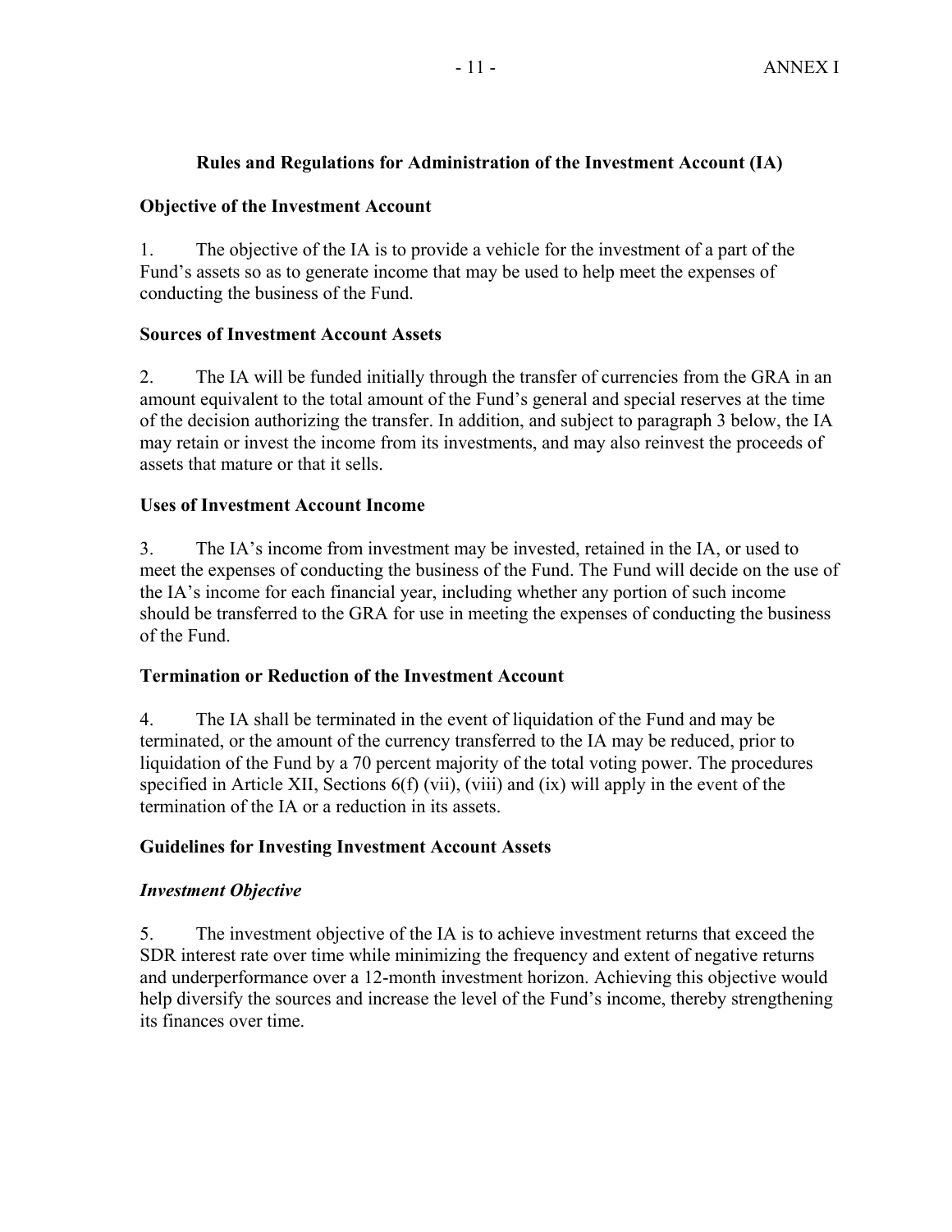## Rules and Regulations for Administration of the Investment Account (IA)

### Objective of the Investment Account

1. The objective of the IA is to provide a vehicle for the investment of a part of the Fund's assets so as to generate income that may be used to help meet the expenses of conducting the business of the Fund.

### Sources of Investment Account Assets

2. The IA will be funded initially through the transfer of currencies from the GRA in an amount equivalent to the total amount of the Fund's general and special reserves at the time of the decision authorizing the transfer. In addition, and subject to paragraph 3 below, the IA may retain or invest the income from its investments, and may also reinvest the proceeds of assets that mature or that it sells.

### Uses of Investment Account Income

3. The IA's income from investment may be invested, retained in the IA, or used to meet the expenses of conducting the business of the Fund. The Fund will decide on the use of the IA's income for each financial year, including whether any portion of such income should be transferred to the GRA for use in meeting the expenses of conducting the business of the Fund.

### Termination or Reduction of the Investment Account

4. The IA shall be terminated in the event of liquidation of the Fund and may be terminated, or the amount of the currency transferred to the IA may be reduced, prior to liquidation of the Fund by a 70 percent majority of the total voting power. The procedures specified in Article XII, Sections 6(f) (vii), (viii) and (ix) will apply in the event of the termination of the IA or a reduction in its assets.

### Guidelines for Investing Investment Account Assets

#### *Investment Objective*

5. The investment objective of the IA is to achieve investment returns that exceed the SDR interest rate over time while minimizing the frequency and extent of negative returns and underperformance over a 12-month investment horizon. Achieving this objective would help diversify the sources and increase the level of the Fund's income, thereby strengthening its finances over time.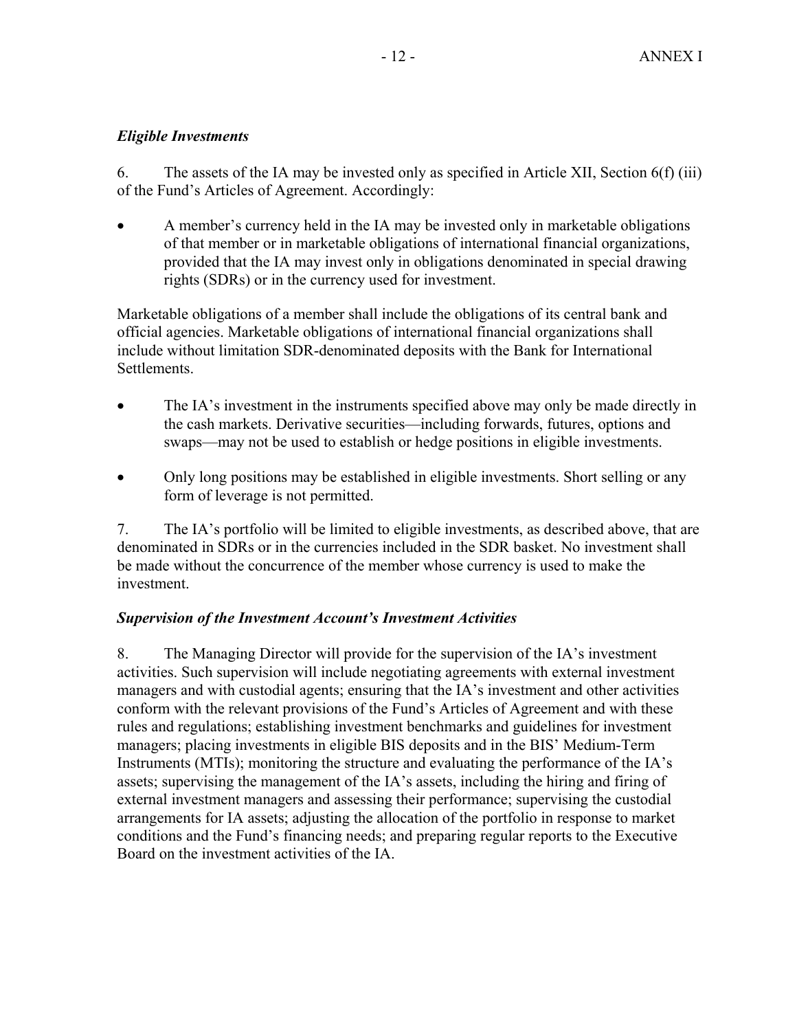### *Eligible Investments*

6. The assets of the IA may be invested only as specified in Article XII, Section 6(f) (iii) of the Fund's Articles of Agreement. Accordingly:

- A member's currency held in the IA may be invested only in marketable obligations of that member or in marketable obligations of international financial organizations, provided that the IA may invest only in obligations denominated in special drawing rights (SDRs) or in the currency used for investment.

Marketable obligations of a member shall include the obligations of its central bank and official agencies. Marketable obligations of international financial organizations shall include without limitation SDR-denominated deposits with the Bank for International Settlements.

- The IA's investment in the instruments specified above may only be made directly in the cash markets. Derivative securities—including forwards, futures, options and swaps—may not be used to establish or hedge positions in eligible investments.
- Only long positions may be established in eligible investments. Short selling or any form of leverage is not permitted.

7. The IA's portfolio will be limited to eligible investments, as described above, that are denominated in SDRs or in the currencies included in the SDR basket. No investment shall be made without the concurrence of the member whose currency is used to make the investment.

### *Supervision of the Investment Account's Investment Activities*

8. The Managing Director will provide for the supervision of the IA's investment activities. Such supervision will include negotiating agreements with external investment managers and with custodial agents; ensuring that the IA's investment and other activities conform with the relevant provisions of the Fund's Articles of Agreement and with these rules and regulations; establishing investment benchmarks and guidelines for investment managers; placing investments in eligible BIS deposits and in the BIS' Medium-Term Instruments (MTIs); monitoring the structure and evaluating the performance of the IA's assets; supervising the management of the IA's assets, including the hiring and firing of external investment managers and assessing their performance; supervising the custodial arrangements for IA assets; adjusting the allocation of the portfolio in response to market conditions and the Fund's financing needs; and preparing regular reports to the Executive Board on the investment activities of the IA.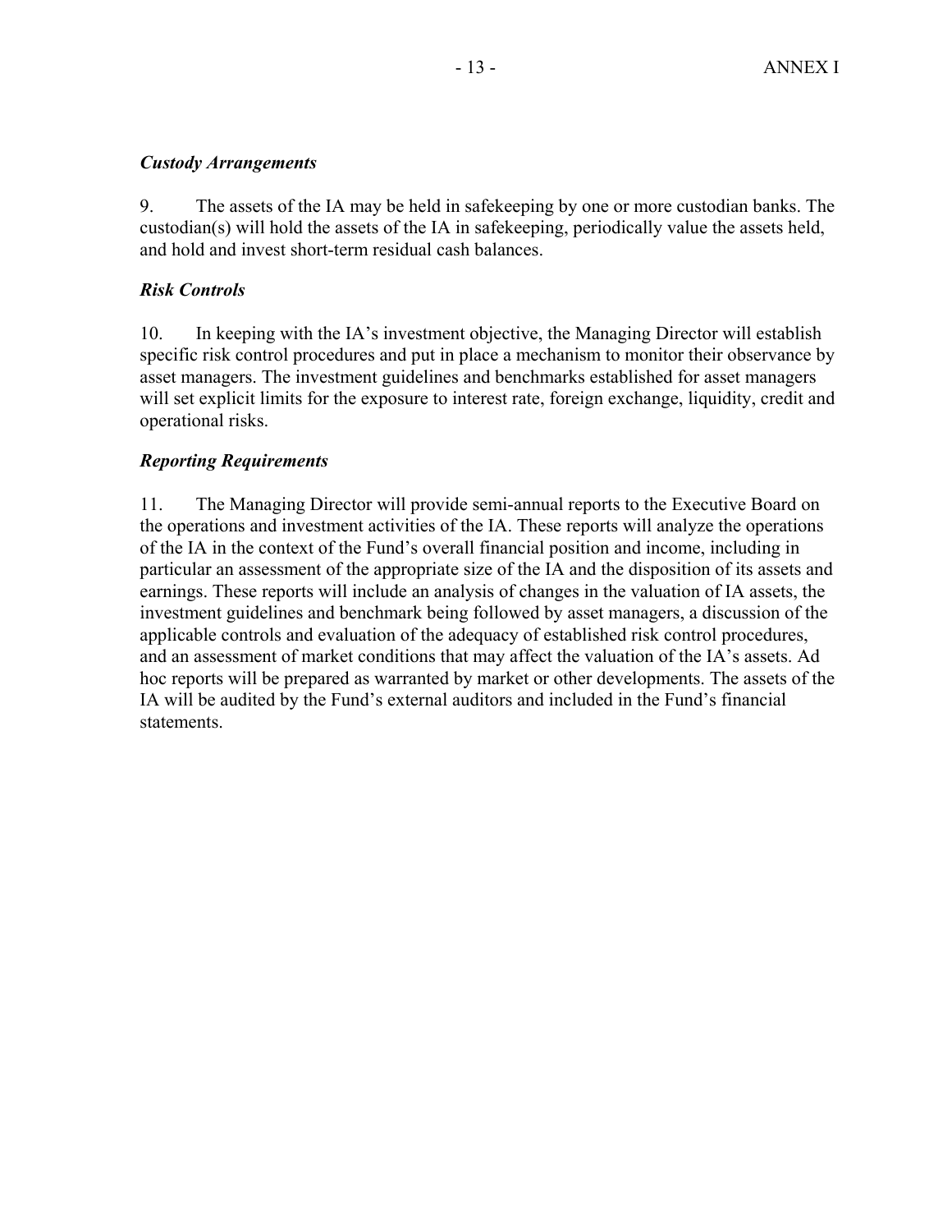### *Custody Arrangements*

9. The assets of the IA may be held in safekeeping by one or more custodian banks. The custodian(s) will hold the assets of the IA in safekeeping, periodically value the assets held, and hold and invest short-term residual cash balances.

### *Risk Controls*

10. In keeping with the IA's investment objective, the Managing Director will establish specific risk control procedures and put in place a mechanism to monitor their observance by asset managers. The investment guidelines and benchmarks established for asset managers will set explicit limits for the exposure to interest rate, foreign exchange, liquidity, credit and operational risks.

### *Reporting Requirements*

11. The Managing Director will provide semi-annual reports to the Executive Board on the operations and investment activities of the IA. These reports will analyze the operations of the IA in the context of the Fund's overall financial position and income, including in particular an assessment of the appropriate size of the IA and the disposition of its assets and earnings. These reports will include an analysis of changes in the valuation of IA assets, the investment guidelines and benchmark being followed by asset managers, a discussion of the applicable controls and evaluation of the adequacy of established risk control procedures, and an assessment of market conditions that may affect the valuation of the IA's assets. Ad hoc reports will be prepared as warranted by market or other developments. The assets of the IA will be audited by the Fund's external auditors and included in the Fund's financial statements.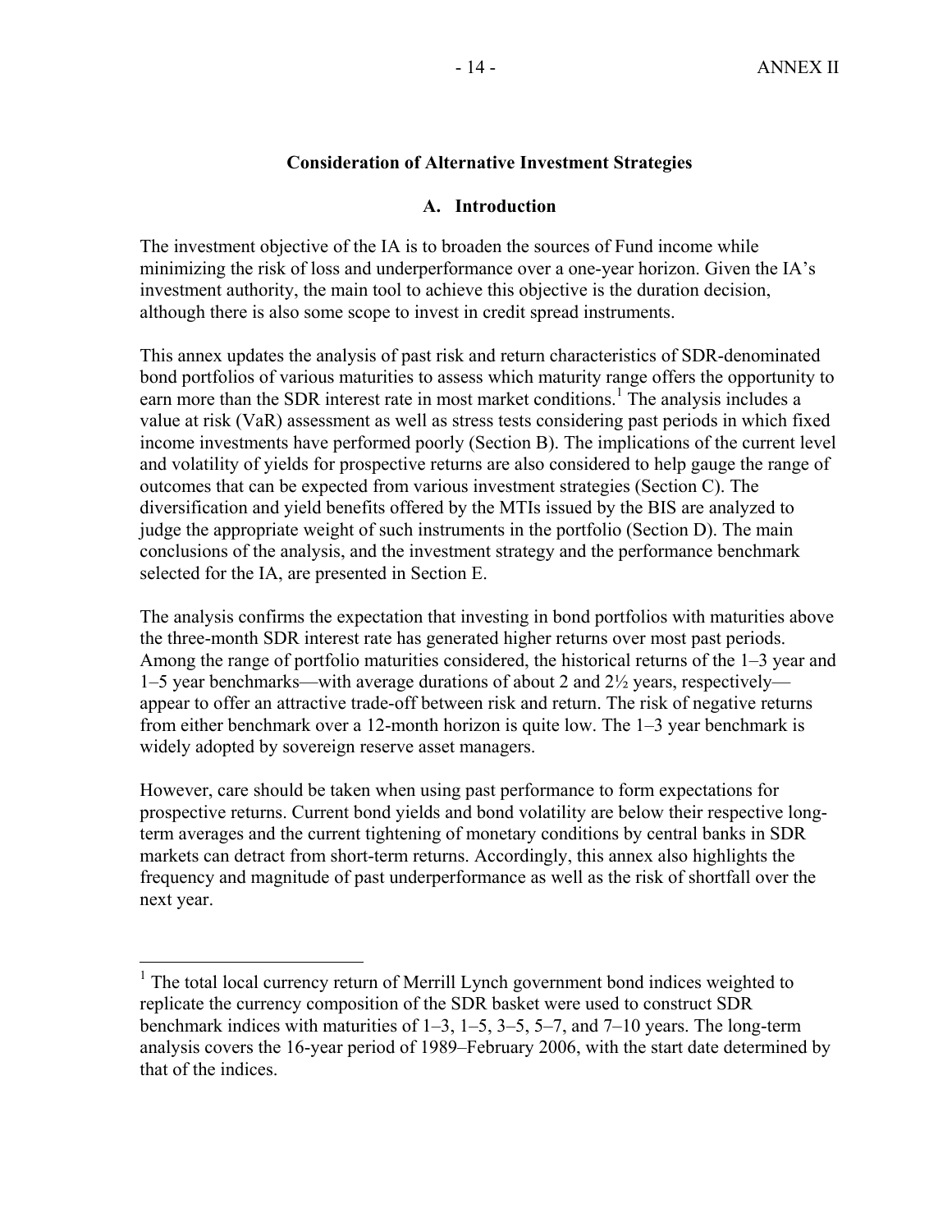## Consideration of Alternative Investment Strategies

### A. Introduction

The investment objective of the IA is to broaden the sources of Fund income while minimizing the risk of loss and underperformance over a one-year horizon. Given the IA's investment authority, the main tool to achieve this objective is the duration decision, although there is also some scope to invest in credit spread instruments.

This annex updates the analysis of past risk and return characteristics of SDR-denominated bond portfolios of various maturities to assess which maturity range offers the opportunity to earn more than the SDR interest rate in most market conditions.[1] The analysis includes a value at risk (VaR) assessment as well as stress tests considering past periods in which fixed income investments have performed poorly (Section B). The implications of the current level and volatility of yields for prospective returns are also considered to help gauge the range of outcomes that can be expected from various investment strategies (Section C). The diversification and yield benefits offered by the MTIs issued by the BIS are analyzed to judge the appropriate weight of such instruments in the portfolio (Section D). The main conclusions of the analysis, and the investment strategy and the performance benchmark selected for the IA, are presented in Section E.

The analysis confirms the expectation that investing in bond portfolios with maturities above the three-month SDR interest rate has generated higher returns over most past periods. Among the range of portfolio maturities considered, the historical returns of the 1–3 year and 1–5 year benchmarks—with average durations of about 2 and 2½ years, respectively—appear to offer an attractive trade-off between risk and return. The risk of negative returns from either benchmark over a 12-month horizon is quite low. The 1–3 year benchmark is widely adopted by sovereign reserve asset managers.

However, care should be taken when using past performance to form expectations for prospective returns. Current bond yields and bond volatility are below their respective long-term averages and the current tightening of monetary conditions by central banks in SDR markets can detract from short-term returns. Accordingly, this annex also highlights the frequency and magnitude of past underperformance as well as the risk of shortfall over the next year.

---

[1] The total local currency return of Merrill Lynch government bond indices weighted to replicate the currency composition of the SDR basket were used to construct SDR benchmark indices with maturities of 1–3, 1–5, 3–5, 5–7, and 7–10 years. The long-term analysis covers the 16-year period of 1989–February 2006, with the start date determined by that of the indices.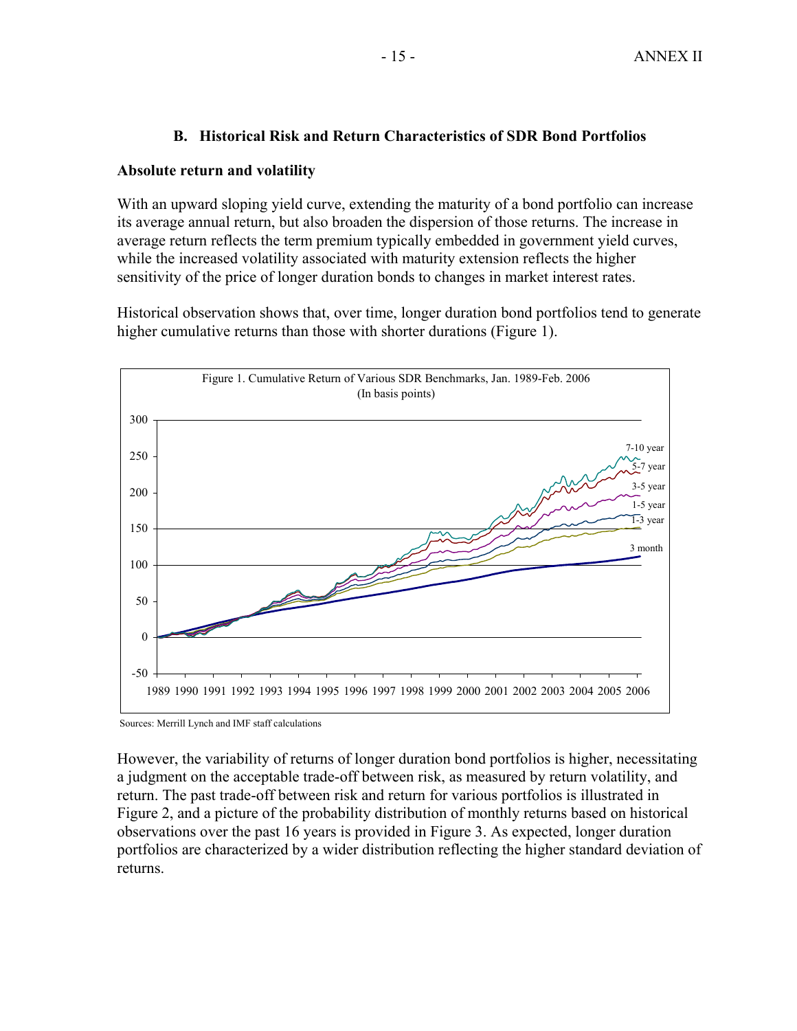### B. Historical Risk and Return Characteristics of SDR Bond Portfolios

**Absolute return and volatility**

With an upward sloping yield curve, extending the maturity of a bond portfolio can increase its average annual return, but also broaden the dispersion of those returns. The increase in average return reflects the term premium typically embedded in government yield curves, while the increased volatility associated with maturity extension reflects the higher sensitivity of the price of longer duration bonds to changes in market interest rates.

Historical observation shows that, over time, longer duration bond portfolios tend to generate higher cumulative returns than those with shorter durations (Figure 1).

Figure 1. Cumulative Return of Various SDR Benchmarks, Jan. 1989-Feb. 2006
(In basis points)

Sources: Merrill Lynch and IMF staff calculations

However, the variability of returns of longer duration bond portfolios is higher, necessitating a judgment on the acceptable trade-off between risk, as measured by return volatility, and return. The past trade-off between risk and return for various portfolios is illustrated in Figure 2, and a picture of the probability distribution of monthly returns based on historical observations over the past 16 years is provided in Figure 3. As expected, longer duration portfolios are characterized by a wider distribution reflecting the higher standard deviation of returns.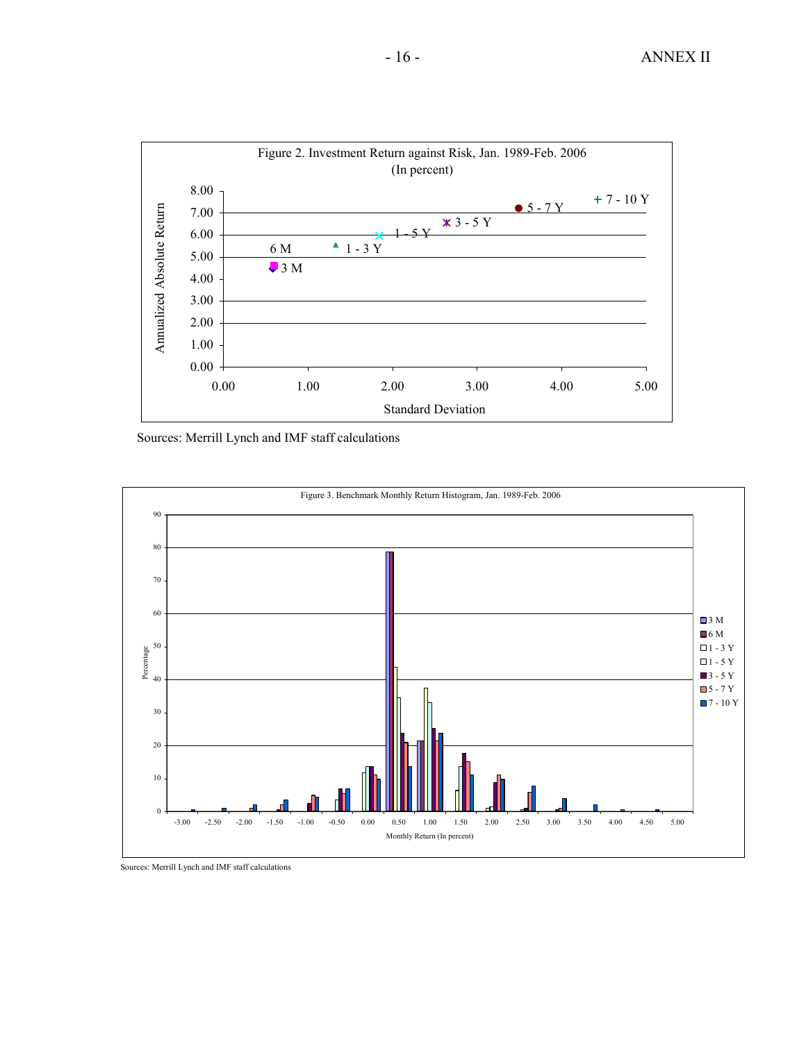Figure 2. Investment Return against Risk, Jan. 1989-Feb. 2006
(In percent)

Sources: Merrill Lynch and IMF staff calculations

Figure 3. Benchmark Monthly Return Histogram, Jan. 1989-Feb. 2006

Sources: Merrill Lynch and IMF staff calculations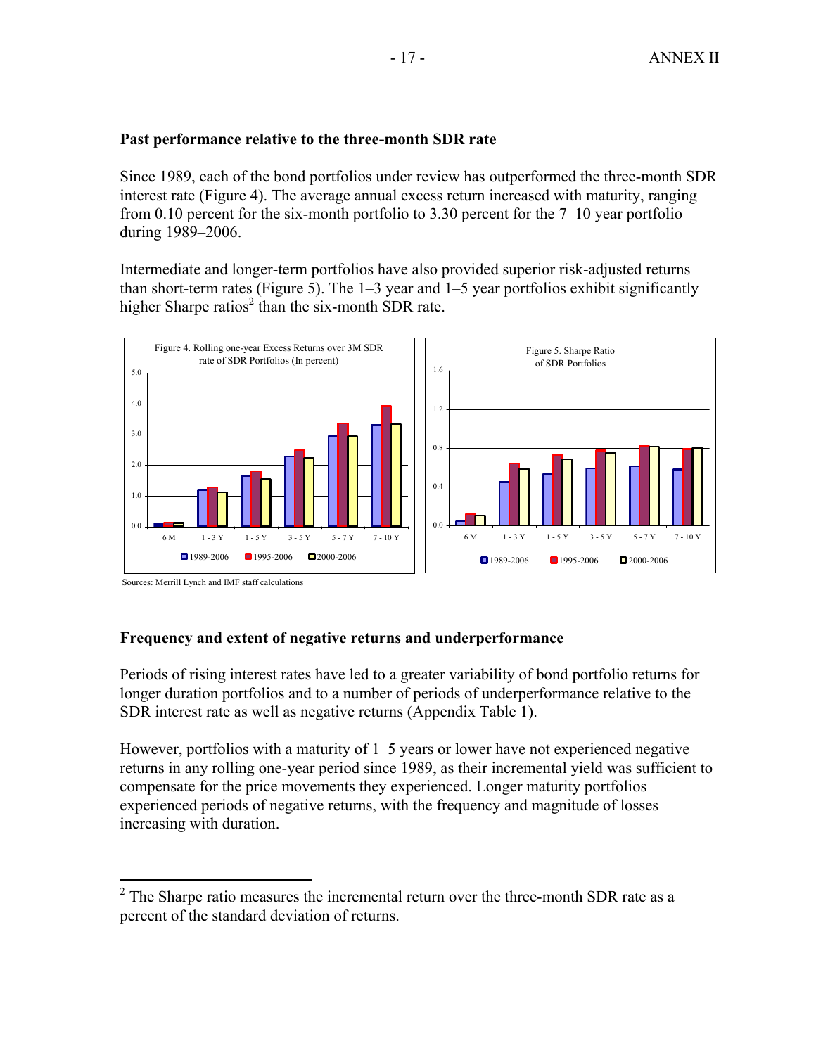### Past performance relative to the three-month SDR rate

Since 1989, each of the bond portfolios under review has outperformed the three-month SDR interest rate (Figure 4). The average annual excess return increased with maturity, ranging from 0.10 percent for the six-month portfolio to 3.30 percent for the 7–10 year portfolio during 1989–2006.

Intermediate and longer-term portfolios have also provided superior risk-adjusted returns than short-term rates (Figure 5). The 1–3 year and 1–5 year portfolios exhibit significantly higher Sharpe ratios[2] than the six-month SDR rate.

Figure 4. Rolling one-year Excess Returns over 3M SDR rate of SDR Portfolios (In percent)

Figure 5. Sharpe Ratio of SDR Portfolios

Sources: Merrill Lynch and IMF staff calculations

### Frequency and extent of negative returns and underperformance

Periods of rising interest rates have led to a greater variability of bond portfolio returns for longer duration portfolios and to a number of periods of underperformance relative to the SDR interest rate as well as negative returns (Appendix Table 1).

However, portfolios with a maturity of 1–5 years or lower have not experienced negative returns in any rolling one-year period since 1989, as their incremental yield was sufficient to compensate for the price movements they experienced. Longer maturity portfolios experienced periods of negative returns, with the frequency and magnitude of losses increasing with duration.

---

[2] The Sharpe ratio measures the incremental return over the three-month SDR rate as a percent of the standard deviation of returns.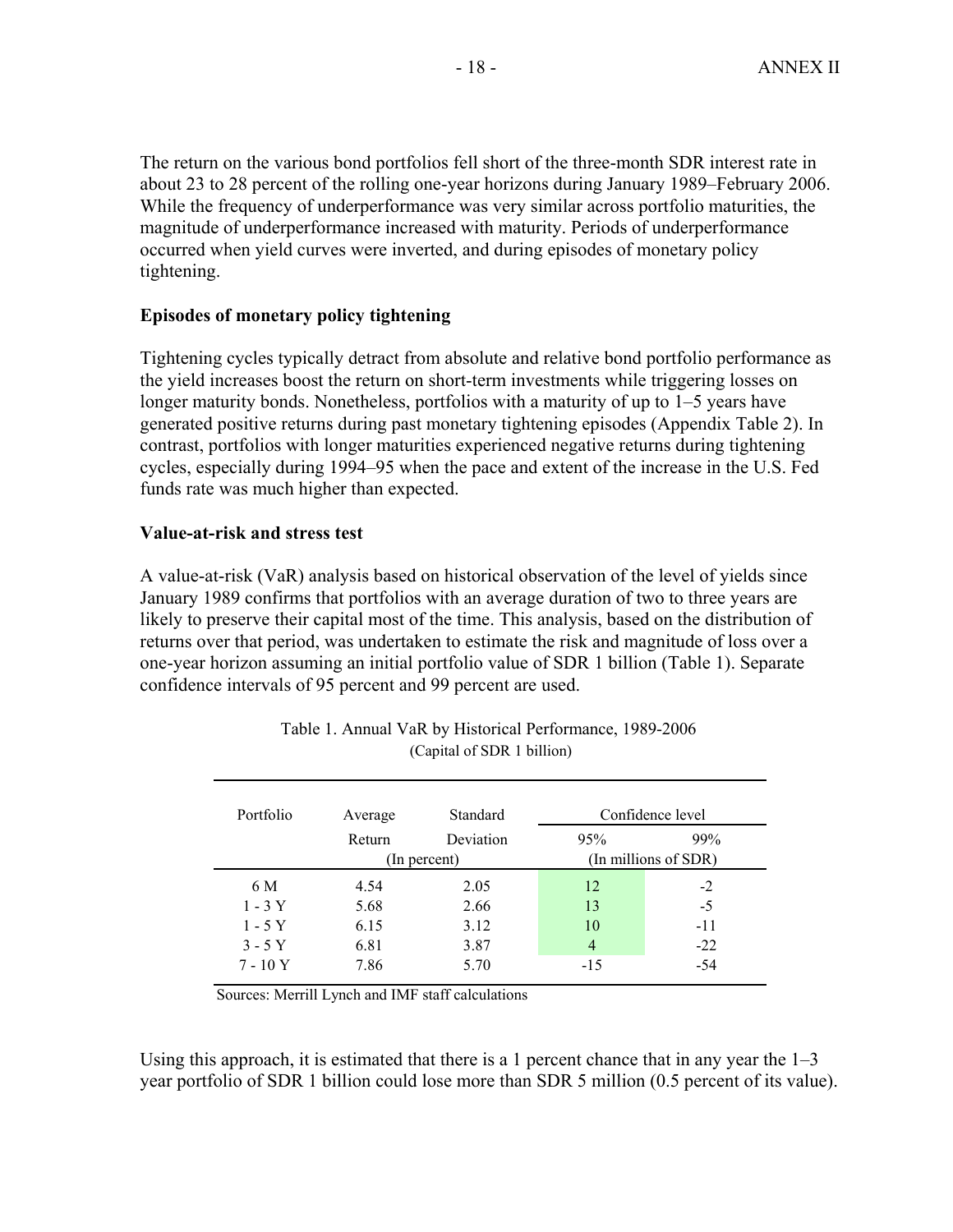The return on the various bond portfolios fell short of the three-month SDR interest rate in about 23 to 28 percent of the rolling one-year horizons during January 1989–February 2006. While the frequency of underperformance was very similar across portfolio maturities, the magnitude of underperformance increased with maturity. Periods of underperformance occurred when yield curves were inverted, and during episodes of monetary policy tightening.

**Episodes of monetary policy tightening**

Tightening cycles typically detract from absolute and relative bond portfolio performance as the yield increases boost the return on short-term investments while triggering losses on longer maturity bonds. Nonetheless, portfolios with a maturity of up to 1–5 years have generated positive returns during past monetary tightening episodes (Appendix Table 2). In contrast, portfolios with longer maturities experienced negative returns during tightening cycles, especially during 1994–95 when the pace and extent of the increase in the U.S. Fed funds rate was much higher than expected.

**Value-at-risk and stress test**

A value-at-risk (VaR) analysis based on historical observation of the level of yields since January 1989 confirms that portfolios with an average duration of two to three years are likely to preserve their capital most of the time. This analysis, based on the distribution of returns over that period, was undertaken to estimate the risk and magnitude of loss over a one-year horizon assuming an initial portfolio value of SDR 1 billion (Table 1). Separate confidence intervals of 95 percent and 99 percent are used.

Table 1. Annual VaR by Historical Performance, 1989-2006
(Capital of SDR 1 billion)

| Portfolio | Average Return | Standard Deviation | Confidence level 95% | Confidence level 99% |
|---|---|---|---|---|
| | (In percent) | | (In millions of SDR) | |
| 6 M | 4.54 | 2.05 | 12 | -2 |
| 1 - 3 Y | 5.68 | 2.66 | 13 | -5 |
| 1 - 5 Y | 6.15 | 3.12 | 10 | -11 |
| 3 - 5 Y | 6.81 | 3.87 | 4 | -22 |
| 7 - 10 Y | 7.86 | 5.70 | -15 | -54 |

Sources: Merrill Lynch and IMF staff calculations

Using this approach, it is estimated that there is a 1 percent chance that in any year the 1–3 year portfolio of SDR 1 billion could lose more than SDR 5 million (0.5 percent of its value).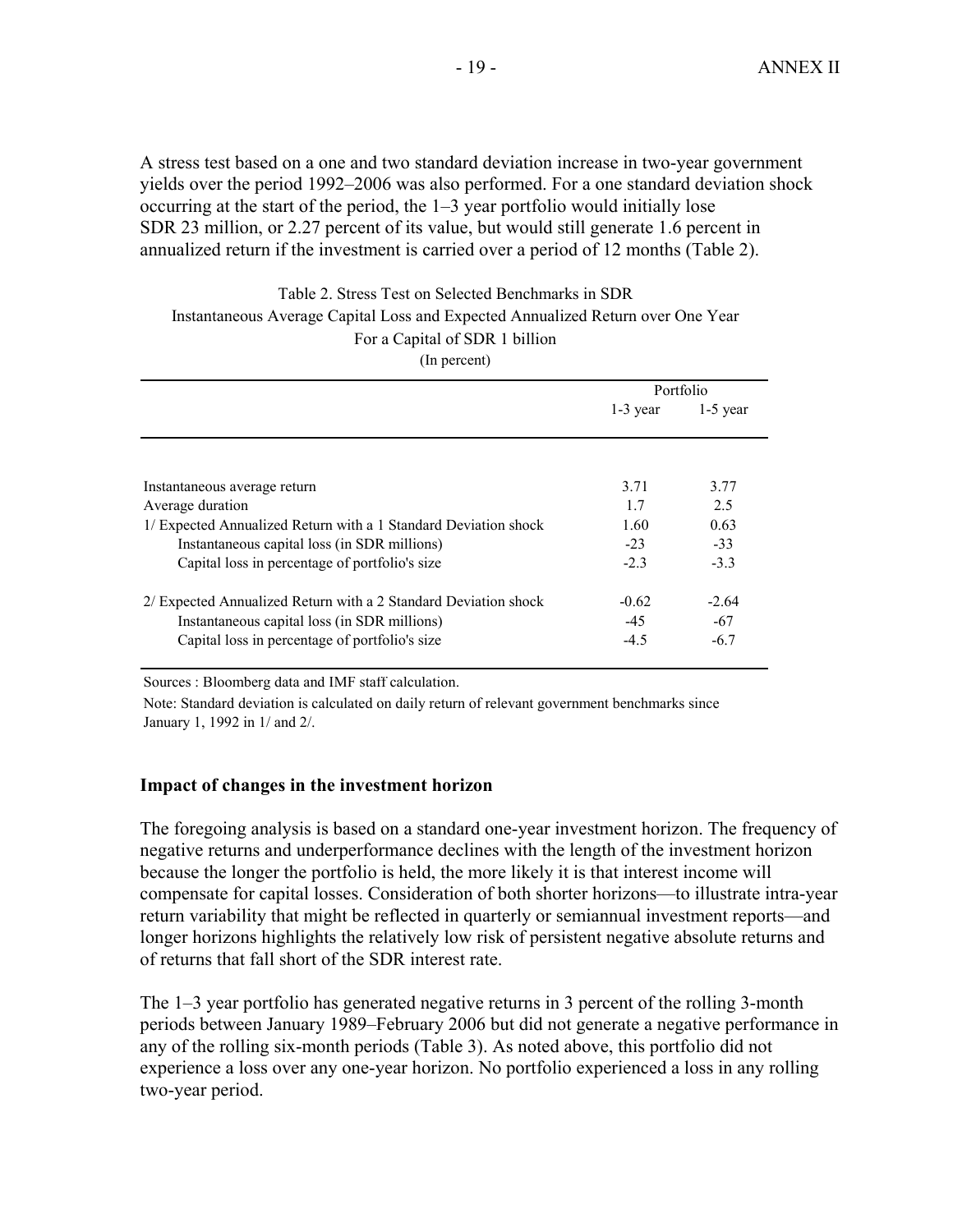A stress test based on a one and two standard deviation increase in two-year government yields over the period 1992–2006 was also performed. For a one standard deviation shock occurring at the start of the period, the 1–3 year portfolio would initially lose SDR 23 million, or 2.27 percent of its value, but would still generate 1.6 percent in annualized return if the investment is carried over a period of 12 months (Table 2).

Table 2. Stress Test on Selected Benchmarks in SDR
Instantaneous Average Capital Loss and Expected Annualized Return over One Year
For a Capital of SDR 1 billion
(In percent)

| | Portfolio | |
|---|---|---|
| | 1-3 year | 1-5 year |
| Instantaneous average return | 3.71 | 3.77 |
| Average duration | 1.7 | 2.5 |
| 1/ Expected Annualized Return with a 1 Standard Deviation shock | 1.60 | 0.63 |
| Instantaneous capital loss (in SDR millions) | -23 | -33 |
| Capital loss in percentage of portfolio's size | -2.3 | -3.3 |
| 2/ Expected Annualized Return with a 2 Standard Deviation shock | -0.62 | -2.64 |
| Instantaneous capital loss (in SDR millions) | -45 | -67 |
| Capital loss in percentage of portfolio's size | -4.5 | -6.7 |

Sources : Bloomberg data and IMF staff calculation.

Note: Standard deviation is calculated on daily return of relevant government benchmarks since January 1, 1992 in 1/ and 2/.

**Impact of changes in the investment horizon**

The foregoing analysis is based on a standard one-year investment horizon. The frequency of negative returns and underperformance declines with the length of the investment horizon because the longer the portfolio is held, the more likely it is that interest income will compensate for capital losses. Consideration of both shorter horizons—to illustrate intra-year return variability that might be reflected in quarterly or semiannual investment reports—and longer horizons highlights the relatively low risk of persistent negative absolute returns and of returns that fall short of the SDR interest rate.

The 1–3 year portfolio has generated negative returns in 3 percent of the rolling 3-month periods between January 1989–February 2006 but did not generate a negative performance in any of the rolling six-month periods (Table 3). As noted above, this portfolio did not experience a loss over any one-year horizon. No portfolio experienced a loss in any rolling two-year period.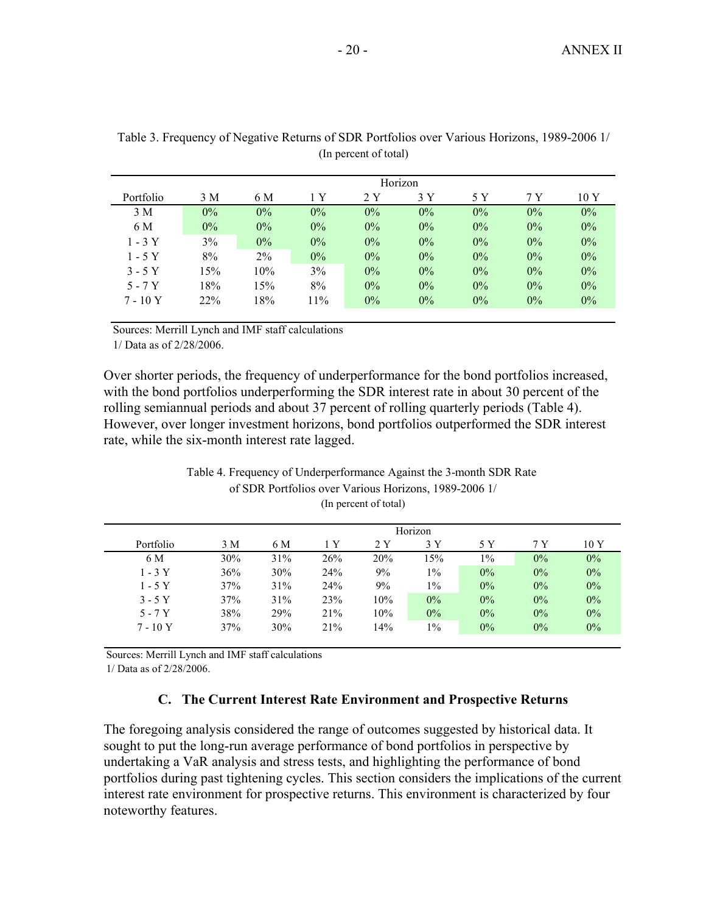Table 3. Frequency of Negative Returns of SDR Portfolios over Various Horizons, 1989-2006 1/
(In percent of total)

| Portfolio | Horizon | | | | | | | |
|---|---|---|---|---|---|---|---|---|
| | 3 M | 6 M | 1 Y | 2 Y | 3 Y | 5 Y | 7 Y | 10 Y |
| 3 M | 0% | 0% | 0% | 0% | 0% | 0% | 0% | 0% |
| 6 M | 0% | 0% | 0% | 0% | 0% | 0% | 0% | 0% |
| 1 - 3 Y | 3% | 0% | 0% | 0% | 0% | 0% | 0% | 0% |
| 1 - 5 Y | 8% | 2% | 0% | 0% | 0% | 0% | 0% | 0% |
| 3 - 5 Y | 15% | 10% | 3% | 0% | 0% | 0% | 0% | 0% |
| 5 - 7 Y | 18% | 15% | 8% | 0% | 0% | 0% | 0% | 0% |
| 7 - 10 Y | 22% | 18% | 11% | 0% | 0% | 0% | 0% | 0% |

Sources: Merrill Lynch and IMF staff calculations
1/ Data as of 2/28/2006.

Over shorter periods, the frequency of underperformance for the bond portfolios increased, with the bond portfolios underperforming the SDR interest rate in about 30 percent of the rolling semiannual periods and about 37 percent of rolling quarterly periods (Table 4). However, over longer investment horizons, bond portfolios outperformed the SDR interest rate, while the six-month interest rate lagged.

Table 4. Frequency of Underperformance Against the 3-month SDR Rate of SDR Portfolios over Various Horizons, 1989-2006 1/
(In percent of total)

| Portfolio | Horizon | | | | | | | |
|---|---|---|---|---|---|---|---|---|
| | 3 M | 6 M | 1 Y | 2 Y | 3 Y | 5 Y | 7 Y | 10 Y |
| 6 M | 30% | 31% | 26% | 20% | 15% | 1% | 0% | 0% |
| 1 - 3 Y | 36% | 30% | 24% | 9% | 1% | 0% | 0% | 0% |
| 1 - 5 Y | 37% | 31% | 24% | 9% | 1% | 0% | 0% | 0% |
| 3 - 5 Y | 37% | 31% | 23% | 10% | 0% | 0% | 0% | 0% |
| 5 - 7 Y | 38% | 29% | 21% | 10% | 0% | 0% | 0% | 0% |
| 7 - 10 Y | 37% | 30% | 21% | 14% | 1% | 0% | 0% | 0% |

Sources: Merrill Lynch and IMF staff calculations
1/ Data as of 2/28/2006.

## C. The Current Interest Rate Environment and Prospective Returns

The foregoing analysis considered the range of outcomes suggested by historical data. It sought to put the long-run average performance of bond portfolios in perspective by undertaking a VaR analysis and stress tests, and highlighting the performance of bond portfolios during past tightening cycles. This section considers the implications of the current interest rate environment for prospective returns. This environment is characterized by four noteworthy features.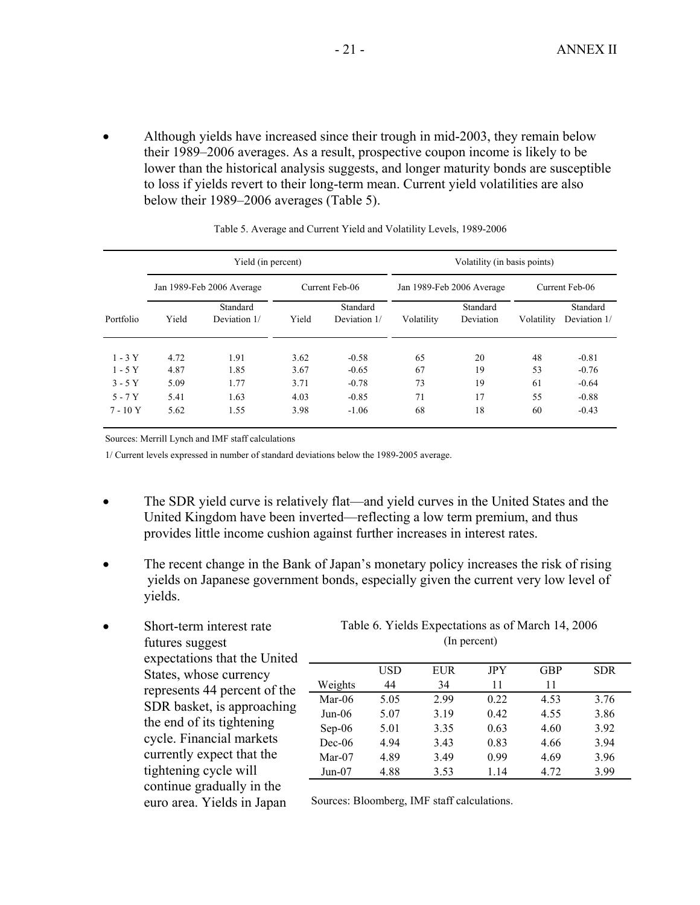- Although yields have increased since their trough in mid-2003, they remain below their 1989–2006 averages. As a result, prospective coupon income is likely to be lower than the historical analysis suggests, and longer maturity bonds are susceptible to loss if yields revert to their long-term mean. Current yield volatilities are also below their 1989–2006 averages (Table 5).

Table 5. Average and Current Yield and Volatility Levels, 1989-2006

| | Yield (in percent) | | | | Volatility (in basis points) | | | |
|---|---|---|---|---|---|---|---|---|
| | Jan 1989-Feb 2006 Average | | Current Feb-06 | | Jan 1989-Feb 2006 Average | | Current Feb-06 | |
| Portfolio | Yield | Standard Deviation 1/ | Yield | Standard Deviation 1/ | Volatility | Standard Deviation | Volatility | Standard Deviation 1/ |
| 1 - 3 Y | 4.72 | 1.91 | 3.62 | -0.58 | 65 | 20 | 48 | -0.81 |
| 1 - 5 Y | 4.87 | 1.85 | 3.67 | -0.65 | 67 | 19 | 53 | -0.76 |
| 3 - 5 Y | 5.09 | 1.77 | 3.71 | -0.78 | 73 | 19 | 61 | -0.64 |
| 5 - 7 Y | 5.41 | 1.63 | 4.03 | -0.85 | 71 | 17 | 55 | -0.88 |
| 7 - 10 Y | 5.62 | 1.55 | 3.98 | -1.06 | 68 | 18 | 60 | -0.43 |

Sources: Merrill Lynch and IMF staff calculations

1/ Current levels expressed in number of standard deviations below the 1989-2005 average.

- The SDR yield curve is relatively flat—and yield curves in the United States and the United Kingdom have been inverted—reflecting a low term premium, and thus provides little income cushion against further increases in interest rates.

- The recent change in the Bank of Japan's monetary policy increases the risk of rising yields on Japanese government bonds, especially given the current very low level of yields.

- Short-term interest rate futures suggest expectations that the United States, whose currency represents 44 percent of the SDR basket, is approaching the end of its tightening cycle. Financial markets currently expect that the tightening cycle will continue gradually in the euro area. Yields in Japan

Table 6. Yields Expectations as of March 14, 2006
(In percent)

| | USD | EUR | JPY | GBP | SDR |
|---|---|---|---|---|---|
| Weights | 44 | 34 | 11 | 11 | |
| Mar-06 | 5.05 | 2.99 | 0.22 | 4.53 | 3.76 |
| Jun-06 | 5.07 | 3.19 | 0.42 | 4.55 | 3.86 |
| Sep-06 | 5.01 | 3.35 | 0.63 | 4.60 | 3.92 |
| Dec-06 | 4.94 | 3.43 | 0.83 | 4.66 | 3.94 |
| Mar-07 | 4.89 | 3.49 | 0.99 | 4.69 | 3.96 |
| Jun-07 | 4.88 | 3.53 | 1.14 | 4.72 | 3.99 |

Sources: Bloomberg, IMF staff calculations.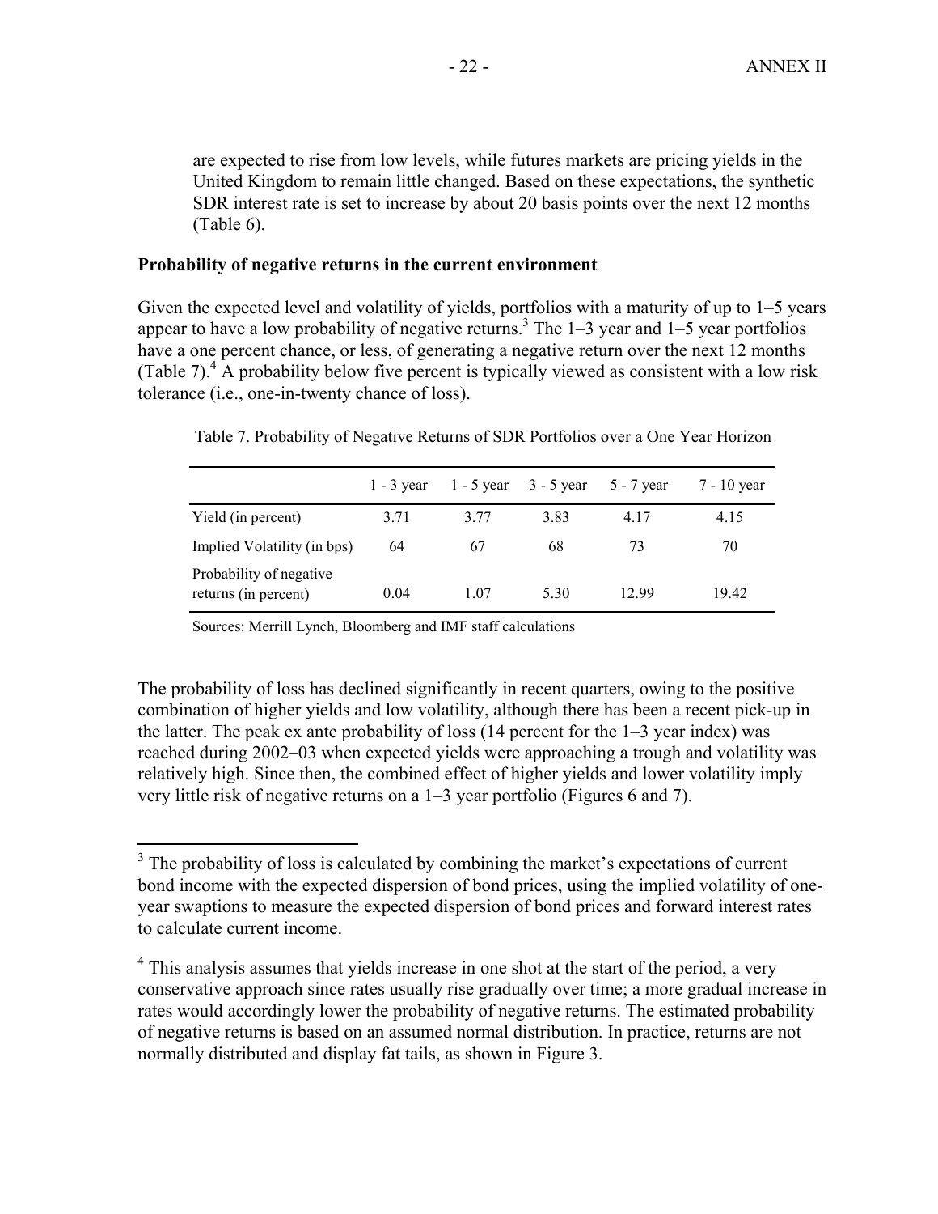are expected to rise from low levels, while futures markets are pricing yields in the United Kingdom to remain little changed. Based on these expectations, the synthetic SDR interest rate is set to increase by about 20 basis points over the next 12 months (Table 6).

**Probability of negative returns in the current environment**

Given the expected level and volatility of yields, portfolios with a maturity of up to 1–5 years appear to have a low probability of negative returns.[3] The 1–3 year and 1–5 year portfolios have a one percent chance, or less, of generating a negative return over the next 12 months (Table 7).[4] A probability below five percent is typically viewed as consistent with a low risk tolerance (i.e., one-in-twenty chance of loss).

Table 7. Probability of Negative Returns of SDR Portfolios over a One Year Horizon

| | 1 - 3 year | 1 - 5 year | 3 - 5 year | 5 - 7 year | 7 - 10 year |
|---|---|---|---|---|---|
| Yield (in percent) | 3.71 | 3.77 | 3.83 | 4.17 | 4.15 |
| Implied Volatility (in bps) | 64 | 67 | 68 | 73 | 70 |
| Probability of negative returns (in percent) | 0.04 | 1.07 | 5.30 | 12.99 | 19.42 |

Sources: Merrill Lynch, Bloomberg and IMF staff calculations

The probability of loss has declined significantly in recent quarters, owing to the positive combination of higher yields and low volatility, although there has been a recent pick-up in the latter. The peak ex ante probability of loss (14 percent for the 1–3 year index) was reached during 2002–03 when expected yields were approaching a trough and volatility was relatively high. Since then, the combined effect of higher yields and lower volatility imply very little risk of negative returns on a 1–3 year portfolio (Figures 6 and 7).

---

[3] The probability of loss is calculated by combining the market's expectations of current bond income with the expected dispersion of bond prices, using the implied volatility of one-year swaptions to measure the expected dispersion of bond prices and forward interest rates to calculate current income.

[4] This analysis assumes that yields increase in one shot at the start of the period, a very conservative approach since rates usually rise gradually over time; a more gradual increase in rates would accordingly lower the probability of negative returns. The estimated probability of negative returns is based on an assumed normal distribution. In practice, returns are not normally distributed and display fat tails, as shown in Figure 3.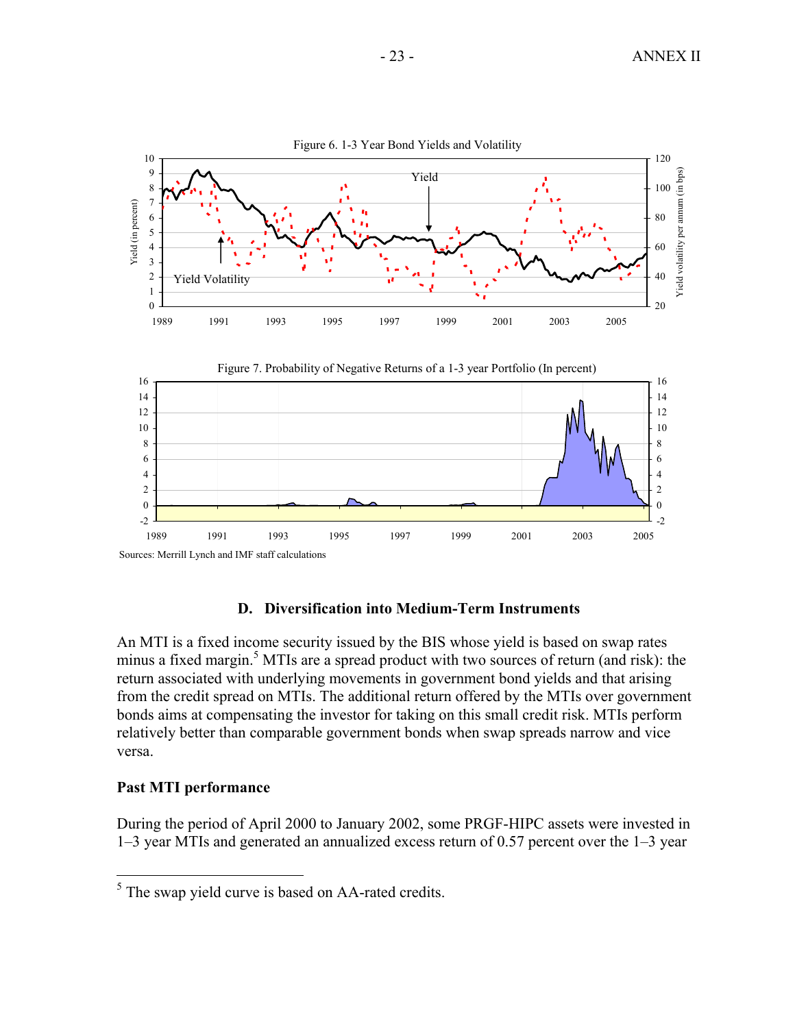Figure 6. 1-3 Year Bond Yields and Volatility

Figure 7. Probability of Negative Returns of a 1-3 year Portfolio (In percent)

Sources: Merrill Lynch and IMF staff calculations

### D. Diversification into Medium-Term Instruments

An MTI is a fixed income security issued by the BIS whose yield is based on swap rates minus a fixed margin.[5] MTIs are a spread product with two sources of return (and risk): the return associated with underlying movements in government bond yields and that arising from the credit spread on MTIs. The additional return offered by the MTIs over government bonds aims at compensating the investor for taking on this small credit risk. MTIs perform relatively better than comparable government bonds when swap spreads narrow and vice versa.

**Past MTI performance**

During the period of April 2000 to January 2002, some PRGF-HIPC assets were invested in 1–3 year MTIs and generated an annualized excess return of 0.57 percent over the 1–3 year

---

[5] The swap yield curve is based on AA-rated credits.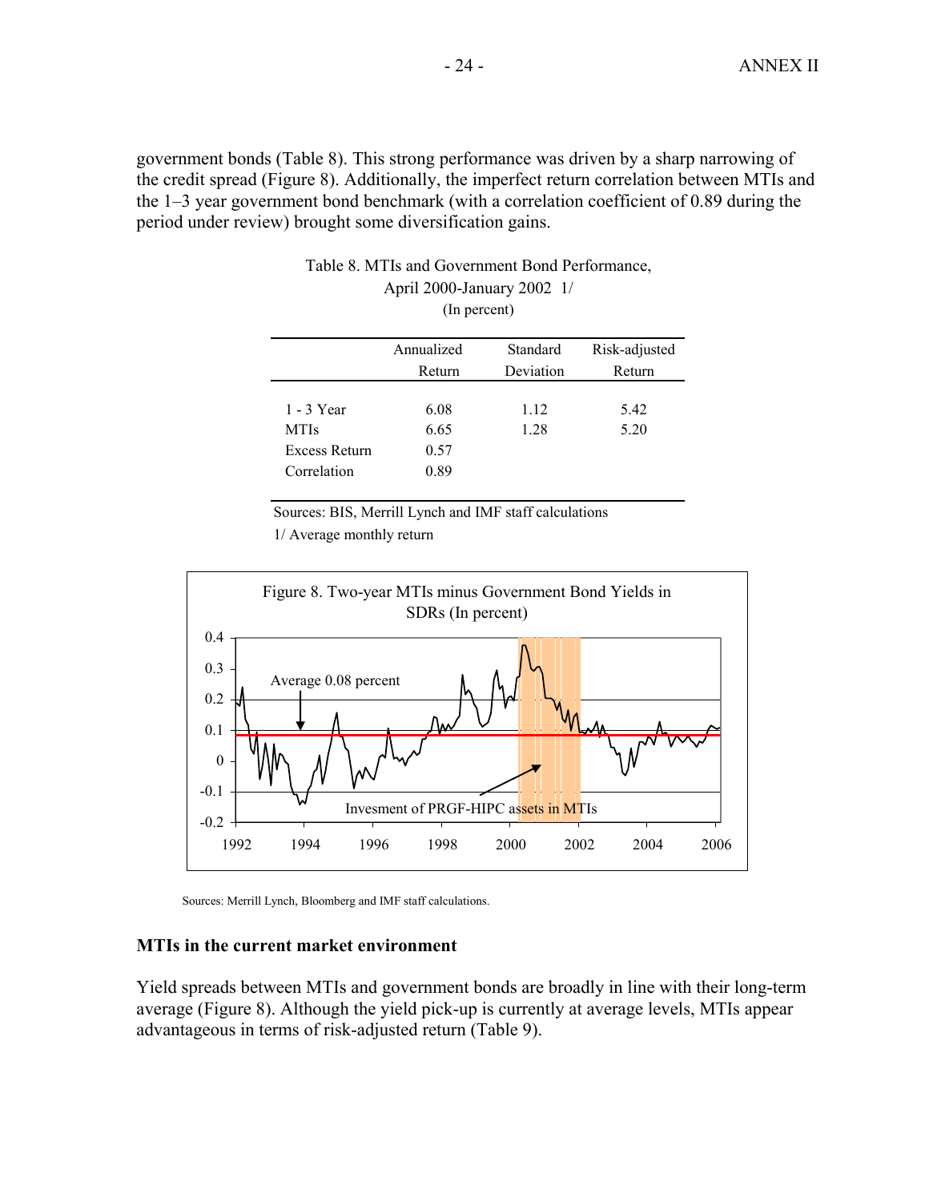government bonds (Table 8). This strong performance was driven by a sharp narrowing of the credit spread (Figure 8). Additionally, the imperfect return correlation between MTIs and the 1–3 year government bond benchmark (with a correlation coefficient of 0.89 during the period under review) brought some diversification gains.

Table 8. MTIs and Government Bond Performance, April 2000-January 2002 1/
(In percent)

| | Annualized Return | Standard Deviation | Risk-adjusted Return |
|---|---|---|---|
| 1 - 3 Year | 6.08 | 1.12 | 5.42 |
| MTIs | 6.65 | 1.28 | 5.20 |
| Excess Return | 0.57 | | |
| Correlation | 0.89 | | |

Sources: BIS, Merrill Lynch and IMF staff calculations
1/ Average monthly return

Figure 8. Two-year MTIs minus Government Bond Yields in SDRs (In percent)

Sources: Merrill Lynch, Bloomberg and IMF staff calculations.

**MTIs in the current market environment**

Yield spreads between MTIs and government bonds are broadly in line with their long-term average (Figure 8). Although the yield pick-up is currently at average levels, MTIs appear advantageous in terms of risk-adjusted return (Table 9).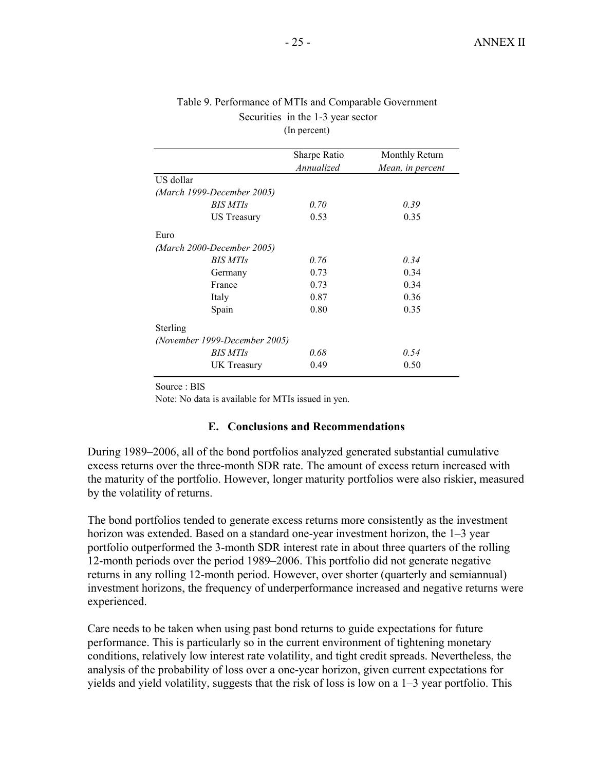Table 9. Performance of MTIs and Comparable Government Securities in the 1-3 year sector
(In percent)

| | Sharpe Ratio *Annualized* | Monthly Return *Mean, in percent* |
|---|---|---|
| US dollar | | |
| *(March 1999-December 2005)* | | |
| *BIS MTIs* | *0.70* | *0.39* |
| US Treasury | 0.53 | 0.35 |
| Euro | | |
| *(March 2000-December 2005)* | | |
| *BIS MTIs* | *0.76* | *0.34* |
| Germany | 0.73 | 0.34 |
| France | 0.73 | 0.34 |
| Italy | 0.87 | 0.36 |
| Spain | 0.80 | 0.35 |
| Sterling | | |
| *(November 1999-December 2005)* | | |
| *BIS MTIs* | *0.68* | *0.54* |
| UK Treasury | 0.49 | 0.50 |

Source : BIS

Note: No data is available for MTIs issued in yen.

### E. Conclusions and Recommendations

During 1989–2006, all of the bond portfolios analyzed generated substantial cumulative excess returns over the three-month SDR rate. The amount of excess return increased with the maturity of the portfolio. However, longer maturity portfolios were also riskier, measured by the volatility of returns.

The bond portfolios tended to generate excess returns more consistently as the investment horizon was extended. Based on a standard one-year investment horizon, the 1–3 year portfolio outperformed the 3-month SDR interest rate in about three quarters of the rolling 12-month periods over the period 1989–2006. This portfolio did not generate negative returns in any rolling 12-month period. However, over shorter (quarterly and semiannual) investment horizons, the frequency of underperformance increased and negative returns were experienced.

Care needs to be taken when using past bond returns to guide expectations for future performance. This is particularly so in the current environment of tightening monetary conditions, relatively low interest rate volatility, and tight credit spreads. Nevertheless, the analysis of the probability of loss over a one-year horizon, given current expectations for yields and yield volatility, suggests that the risk of loss is low on a 1–3 year portfolio. This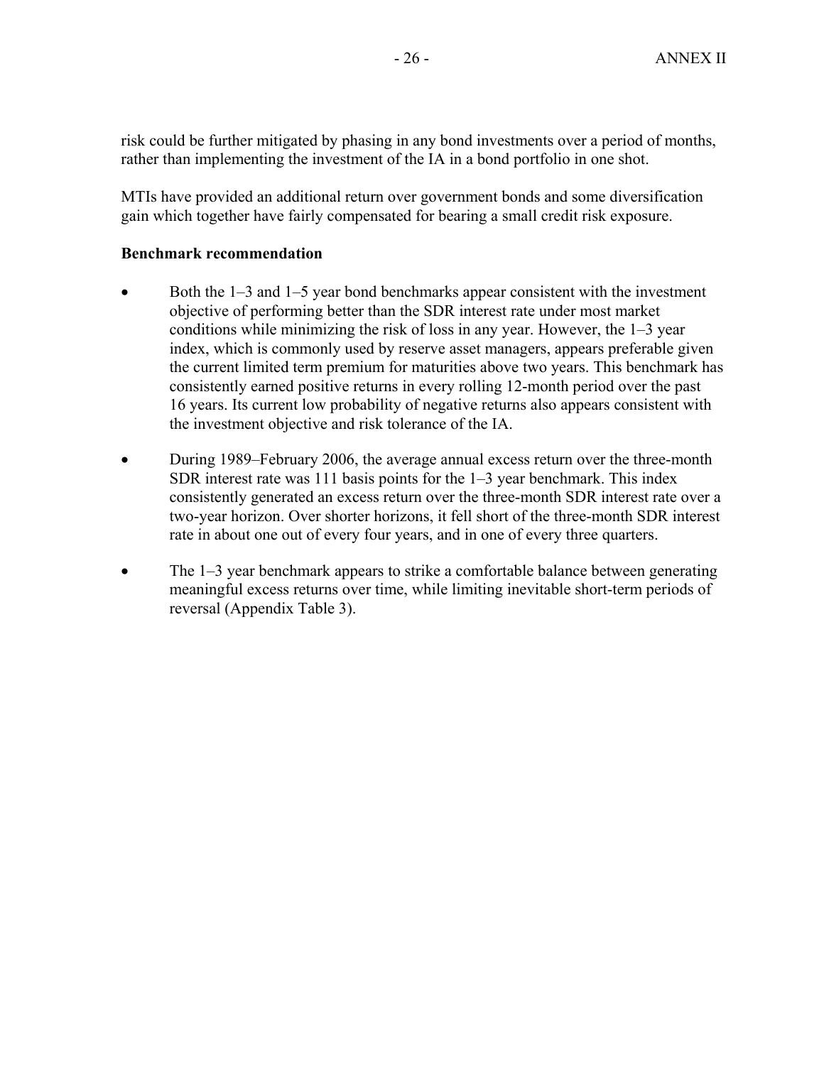risk could be further mitigated by phasing in any bond investments over a period of months, rather than implementing the investment of the IA in a bond portfolio in one shot.

MTIs have provided an additional return over government bonds and some diversification gain which together have fairly compensated for bearing a small credit risk exposure.

**Benchmark recommendation**

- Both the 1–3 and 1–5 year bond benchmarks appear consistent with the investment objective of performing better than the SDR interest rate under most market conditions while minimizing the risk of loss in any year. However, the 1–3 year index, which is commonly used by reserve asset managers, appears preferable given the current limited term premium for maturities above two years. This benchmark has consistently earned positive returns in every rolling 12-month period over the past 16 years. Its current low probability of negative returns also appears consistent with the investment objective and risk tolerance of the IA.

- During 1989–February 2006, the average annual excess return over the three-month SDR interest rate was 111 basis points for the 1–3 year benchmark. This index consistently generated an excess return over the three-month SDR interest rate over a two-year horizon. Over shorter horizons, it fell short of the three-month SDR interest rate in about one out of every four years, and in one of every three quarters.

- The 1–3 year benchmark appears to strike a comfortable balance between generating meaningful excess returns over time, while limiting inevitable short-term periods of reversal (Appendix Table 3).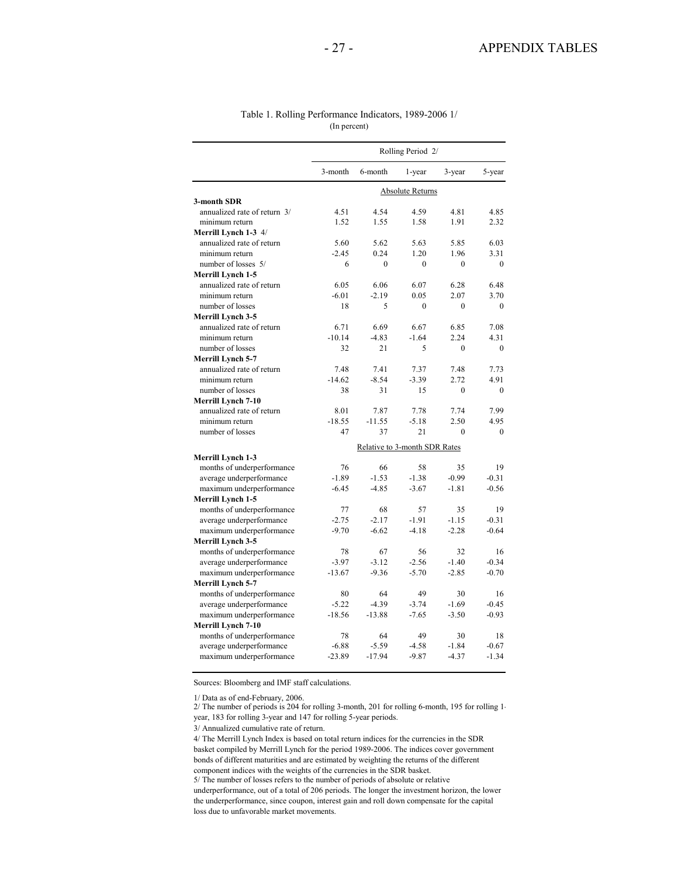Table 1. Rolling Performance Indicators, 1989-2006 1/
(In percent)

| | Rolling Period 2/ | | | | |
|---|---|---|---|---|---|
| | 3-month | 6-month | 1-year | 3-year | 5-year |
| | Absolute Returns | | | | |
| **3-month SDR** | | | | | |
| annualized rate of return 3/ | 4.51 | 4.54 | 4.59 | 4.81 | 4.85 |
| minimum return | 1.52 | 1.55 | 1.58 | 1.91 | 2.32 |
| **Merrill Lynch 1-3** 4/ | | | | | |
| annualized rate of return | 5.60 | 5.62 | 5.63 | 5.85 | 6.03 |
| minimum return | -2.45 | 0.24 | 1.20 | 1.96 | 3.31 |
| number of losses 5/ | 6 | 0 | 0 | 0 | 0 |
| **Merrill Lynch 1-5** | | | | | |
| annualized rate of return | 6.05 | 6.06 | 6.07 | 6.28 | 6.48 |
| minimum return | -6.01 | -2.19 | 0.05 | 2.07 | 3.70 |
| number of losses | 18 | 5 | 0 | 0 | 0 |
| **Merrill Lynch 3-5** | | | | | |
| annualized rate of return | 6.71 | 6.69 | 6.67 | 6.85 | 7.08 |
| minimum return | -10.14 | -4.83 | -1.64 | 2.24 | 4.31 |
| number of losses | 32 | 21 | 5 | 0 | 0 |
| **Merrill Lynch 5-7** | | | | | |
| annualized rate of return | 7.48 | 7.41 | 7.37 | 7.48 | 7.73 |
| minimum return | -14.62 | -8.54 | -3.39 | 2.72 | 4.91 |
| number of losses | 38 | 31 | 15 | 0 | 0 |
| **Merrill Lynch 7-10** | | | | | |
| annualized rate of return | 8.01 | 7.87 | 7.78 | 7.74 | 7.99 |
| minimum return | -18.55 | -11.55 | -5.18 | 2.50 | 4.95 |
| number of losses | 47 | 37 | 21 | 0 | 0 |
| | Relative to 3-month SDR Rates | | | | |
| **Merrill Lynch 1-3** | | | | | |
| months of underperformance | 76 | 66 | 58 | 35 | 19 |
| average underperformance | -1.89 | -1.53 | -1.38 | -0.99 | -0.31 |
| maximum underperformance | -6.45 | -4.85 | -3.67 | -1.81 | -0.56 |
| **Merrill Lynch 1-5** | | | | | |
| months of underperformance | 77 | 68 | 57 | 35 | 19 |
| average underperformance | -2.75 | -2.17 | -1.91 | -1.15 | -0.31 |
| maximum underperformance | -9.70 | -6.62 | -4.18 | -2.28 | -0.64 |
| **Merrill Lynch 3-5** | | | | | |
| months of underperformance | 78 | 67 | 56 | 32 | 16 |
| average underperformance | -3.97 | -3.12 | -2.56 | -1.40 | -0.34 |
| maximum underperformance | -13.67 | -9.36 | -5.70 | -2.85 | -0.70 |
| **Merrill Lynch 5-7** | | | | | |
| months of underperformance | 80 | 64 | 49 | 30 | 16 |
| average underperformance | -5.22 | -4.39 | -3.74 | -1.69 | -0.45 |
| maximum underperformance | -18.56 | -13.88 | -7.65 | -3.50 | -0.93 |
| **Merrill Lynch 7-10** | | | | | |
| months of underperformance | 78 | 64 | 49 | 30 | 18 |
| average underperformance | -6.88 | -5.59 | -4.58 | -1.84 | -0.67 |
| maximum underperformance | -23.89 | -17.94 | -9.87 | -4.37 | -1.34 |

Sources: Bloomberg and IMF staff calculations.

1/ Data as of end-February, 2006.
2/ The number of periods is 204 for rolling 3-month, 201 for rolling 6-month, 195 for rolling 1-year, 183 for rolling 3-year and 147 for rolling 5-year periods.
3/ Annualized cumulative rate of return.
4/ The Merrill Lynch Index is based on total return indices for the currencies in the SDR basket compiled by Merrill Lynch for the period 1989-2006. The indices cover government bonds of different maturities and are estimated by weighting the returns of the different component indices with the weights of the currencies in the SDR basket.
5/ The number of losses refers to the number of periods of absolute or relative underperformance, out of a total of 206 periods. The longer the investment horizon, the lower the underperformance, since coupon, interest gain and roll down compensate for the capital loss due to unfavorable market movements.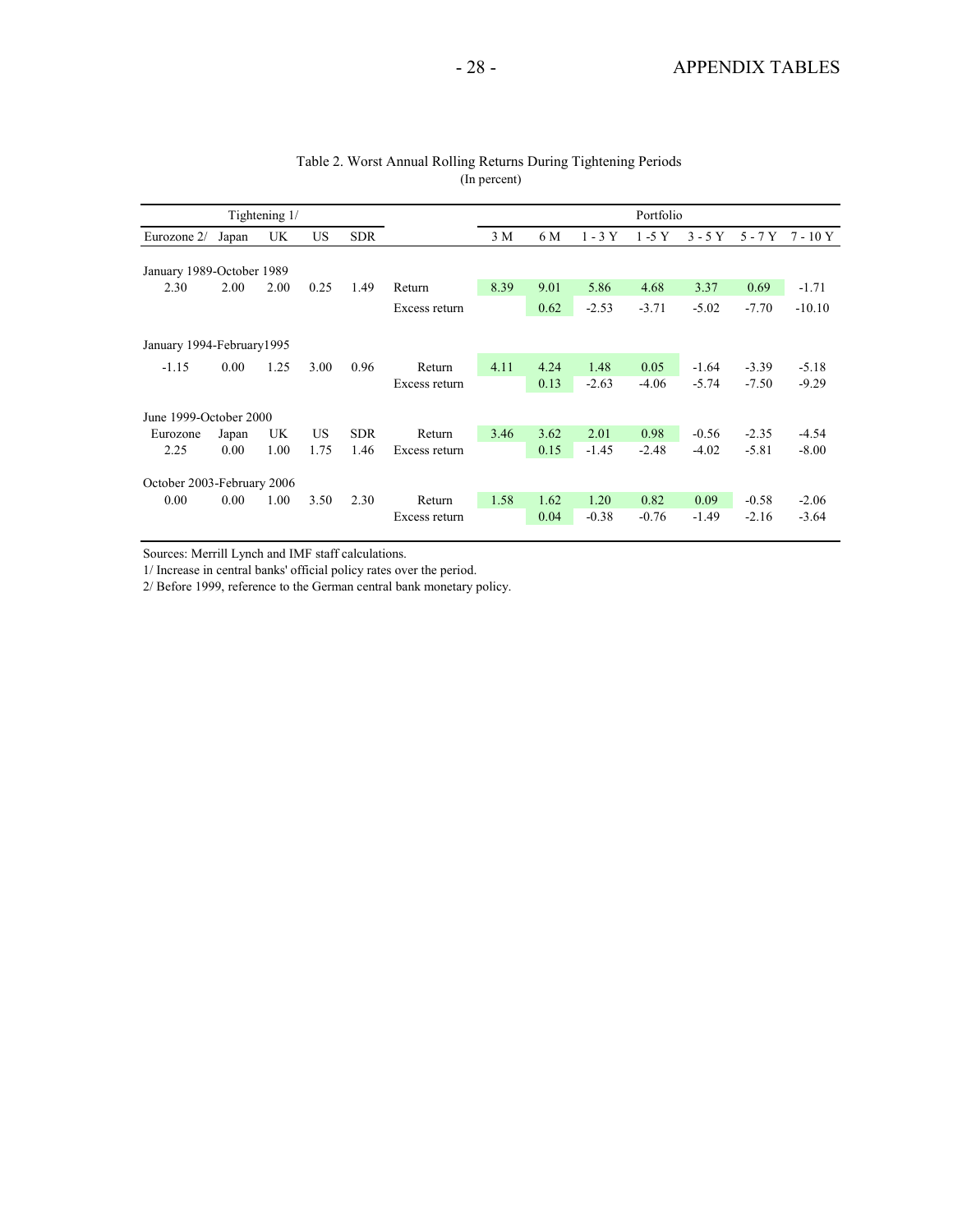Table 2. Worst Annual Rolling Returns During Tightening Periods
(In percent)

| Tightening 1/ | | | | | | Portfolio | | | | | | |
|---|---|---|---|---|---|---|---|---|---|---|---|---|
| Eurozone 2/ | Japan | UK | US | SDR | | 3 M | 6 M | 1 - 3 Y | 1 -5 Y | 3 - 5 Y | 5 - 7 Y | 7 - 10 Y |
| January 1989-October 1989 | | | | | | | | | | | | |
| 2.30 | 2.00 | 2.00 | 0.25 | 1.49 | Return | 8.39 | 9.01 | 5.86 | 4.68 | 3.37 | 0.69 | -1.71 |
| | | | | | Excess return | | 0.62 | -2.53 | -3.71 | -5.02 | -7.70 | -10.10 |
| January 1994-February1995 | | | | | | | | | | | | |
| -1.15 | 0.00 | 1.25 | 3.00 | 0.96 | Return | 4.11 | 4.24 | 1.48 | 0.05 | -1.64 | -3.39 | -5.18 |
| | | | | | Excess return | | 0.13 | -2.63 | -4.06 | -5.74 | -7.50 | -9.29 |
| June 1999-October 2000 | | | | | | | | | | | | |
| Eurozone | Japan | UK | US | SDR | Return | 3.46 | 3.62 | 2.01 | 0.98 | -0.56 | -2.35 | -4.54 |
| 2.25 | 0.00 | 1.00 | 1.75 | 1.46 | Excess return | | 0.15 | -1.45 | -2.48 | -4.02 | -5.81 | -8.00 |
| October 2003-February 2006 | | | | | | | | | | | | |
| 0.00 | 0.00 | 1.00 | 3.50 | 2.30 | Return | 1.58 | 1.62 | 1.20 | 0.82 | 0.09 | -0.58 | -2.06 |
| | | | | | Excess return | | 0.04 | -0.38 | -0.76 | -1.49 | -2.16 | -3.64 |

Sources: Merrill Lynch and IMF staff calculations.

1/ Increase in central banks' official policy rates over the period.

2/ Before 1999, reference to the German central bank monetary policy.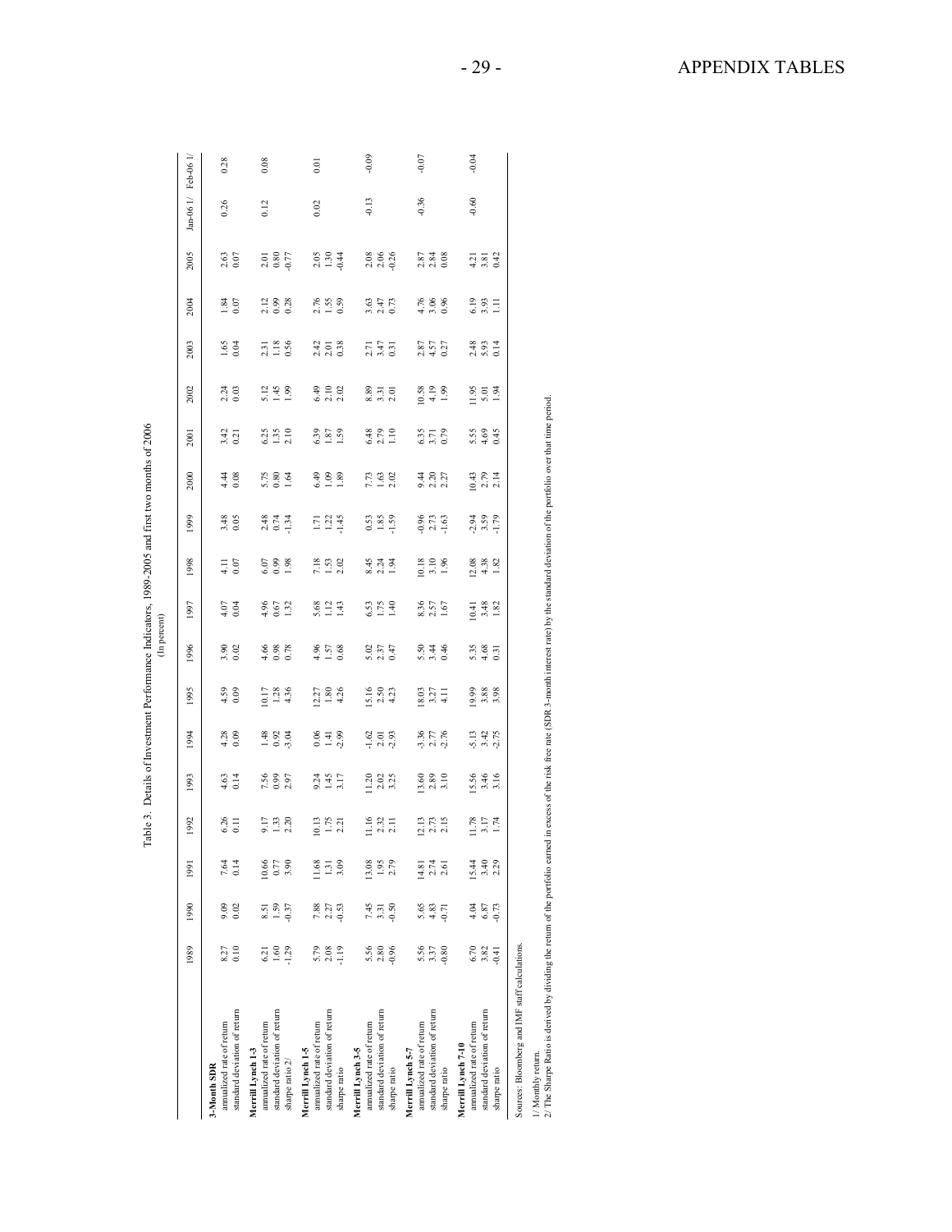Table 3. Details of Investment Performance Indicators, 1989-2005 and first two months of 2006

(In percent)

| | 1989 | 1990 | 1991 | 1992 | 1993 | 1994 | 1995 | 1996 | 1997 | 1998 | 1999 | 2000 | 2001 | 2002 | 2003 | 2004 | 2005 | Jan-06 1/ | Feb-06 1/ |
|---|---|---|---|---|---|---|---|---|---|---|---|---|---|---|---|---|---|---|---|
| **3-Month SDR** | | | | | | | | | | | | | | | | | | | |
| annualized rate of return | 8.27 | 9.09 | 7.64 | 6.26 | 4.63 | 4.28 | 4.59 | 3.90 | 4.07 | 4.11 | 3.48 | 4.44 | 3.42 | 2.24 | 1.65 | 1.84 | 2.63 | 0.26 | 0.28 |
| standard deviation of return | 0.10 | 0.02 | 0.14 | 0.11 | 0.14 | 0.09 | 0.09 | 0.02 | 0.04 | 0.07 | 0.05 | 0.08 | 0.21 | 0.03 | 0.04 | 0.07 | 0.07 | | |
| **Merrill Lynch 1-3** | | | | | | | | | | | | | | | | | | | |
| annualized rate of return | 6.21 | 8.51 | 10.66 | 9.17 | 7.56 | 1.48 | 10.17 | 4.66 | 4.96 | 6.07 | 2.48 | 5.75 | 6.25 | 5.12 | 2.31 | 2.12 | 2.01 | 0.12 | 0.08 |
| standard deviation of return | 1.60 | 1.59 | 0.77 | 1.33 | 0.99 | 0.92 | 1.28 | 0.98 | 0.67 | 0.99 | 0.74 | 0.80 | 1.35 | 1.45 | 1.18 | 0.99 | 0.80 | | |
| sharpe ratio 2/ | -1.29 | -0.37 | 3.90 | 2.20 | 2.97 | -3.04 | 4.36 | 0.78 | 1.32 | 1.98 | -1.34 | 1.64 | 2.10 | 1.99 | 0.56 | 0.28 | -0.77 | | |
| **Merrill Lynch 1-5** | | | | | | | | | | | | | | | | | | | |
| annualized rate of return | 5.79 | 7.88 | 11.68 | 10.13 | 9.24 | 0.06 | 12.27 | 4.96 | 5.68 | 7.18 | 1.71 | 6.49 | 6.39 | 6.49 | 2.42 | 2.76 | 2.05 | 0.02 | 0.01 |
| standard deviation of return | 2.08 | 2.27 | 1.31 | 1.75 | 1.45 | 1.41 | 1.80 | 1.57 | 1.12 | 1.53 | 1.22 | 1.09 | 1.87 | 2.10 | 2.01 | 1.55 | 1.30 | | |
| sharpe ratio | -1.19 | -0.53 | 3.09 | 2.21 | 3.17 | -2.99 | 4.26 | 0.68 | 1.43 | 2.02 | -1.45 | 1.89 | 1.59 | 2.02 | 0.38 | 0.59 | -0.44 | | |
| **Merrill Lynch 3-5** | | | | | | | | | | | | | | | | | | | |
| annualized rate of return | 5.56 | 7.45 | 13.08 | 11.16 | 11.20 | -1.62 | 15.16 | 5.02 | 6.53 | 8.45 | 0.53 | 7.73 | 6.48 | 8.89 | 2.71 | 3.63 | 2.08 | -0.13 | -0.09 |
| standard deviation of return | 2.80 | 3.31 | 1.95 | 2.32 | 2.02 | 2.01 | 2.50 | 2.37 | 1.75 | 2.24 | 1.85 | 1.63 | 2.79 | 3.31 | 3.47 | 2.47 | 2.06 | | |
| sharpe ratio | -0.96 | -0.50 | 2.79 | 2.11 | 3.25 | -2.93 | 4.23 | 0.47 | 1.40 | 1.94 | -1.59 | 2.02 | 1.10 | 2.01 | 0.31 | 0.73 | -0.26 | | |
| **Merrill Lynch 5-7** | | | | | | | | | | | | | | | | | | | |
| annualized rate of return | 5.56 | 5.65 | 14.81 | 12.13 | 13.60 | -3.36 | 18.03 | 5.50 | 8.36 | 10.18 | -0.96 | 9.44 | 6.35 | 10.58 | 2.87 | 4.76 | 2.87 | -0.36 | -0.07 |
| standard deviation of return | 3.37 | 4.83 | 2.74 | 2.73 | 2.89 | 2.77 | 3.27 | 3.44 | 2.57 | 3.10 | 2.73 | 2.20 | 3.71 | 4.19 | 4.57 | 3.06 | 2.84 | | |
| sharpe ratio | -0.80 | -0.71 | 2.61 | 2.15 | 3.10 | -2.76 | 4.11 | 0.46 | 1.67 | 1.96 | -1.63 | 2.27 | 0.79 | 1.99 | 0.27 | 0.96 | 0.08 | | |
| **Merrill Lynch 7-10** | | | | | | | | | | | | | | | | | | | |
| annualized rate of return | 6.70 | 4.04 | 15.44 | 11.78 | 15.56 | -5.13 | 19.99 | 5.35 | 10.41 | 12.08 | -2.94 | 10.43 | 5.55 | 11.95 | 2.48 | 6.19 | 4.21 | -0.60 | -0.04 |
| standard deviation of return | 3.82 | 6.87 | 3.40 | 3.17 | 3.46 | 3.42 | 3.88 | 4.68 | 3.48 | 4.38 | 3.59 | 2.79 | 4.69 | 5.01 | 5.93 | 3.93 | 3.81 | | |
| sharpe ratio | -0.41 | -0.73 | 2.29 | 1.74 | 3.16 | -2.75 | 3.98 | 0.31 | 1.82 | 1.82 | -1.79 | 2.14 | 0.45 | 1.94 | 0.14 | 1.11 | 0.42 | | |

Sources: Bloomberg and IMF staff calculations.

1/ Monthly return.

2/ The Sharpe Ratio is derived by dividing the return of the portfolio earned in excess of the risk free rate (SDR 3-month interest rate) by the standard deviation of the portfolio over that time period.